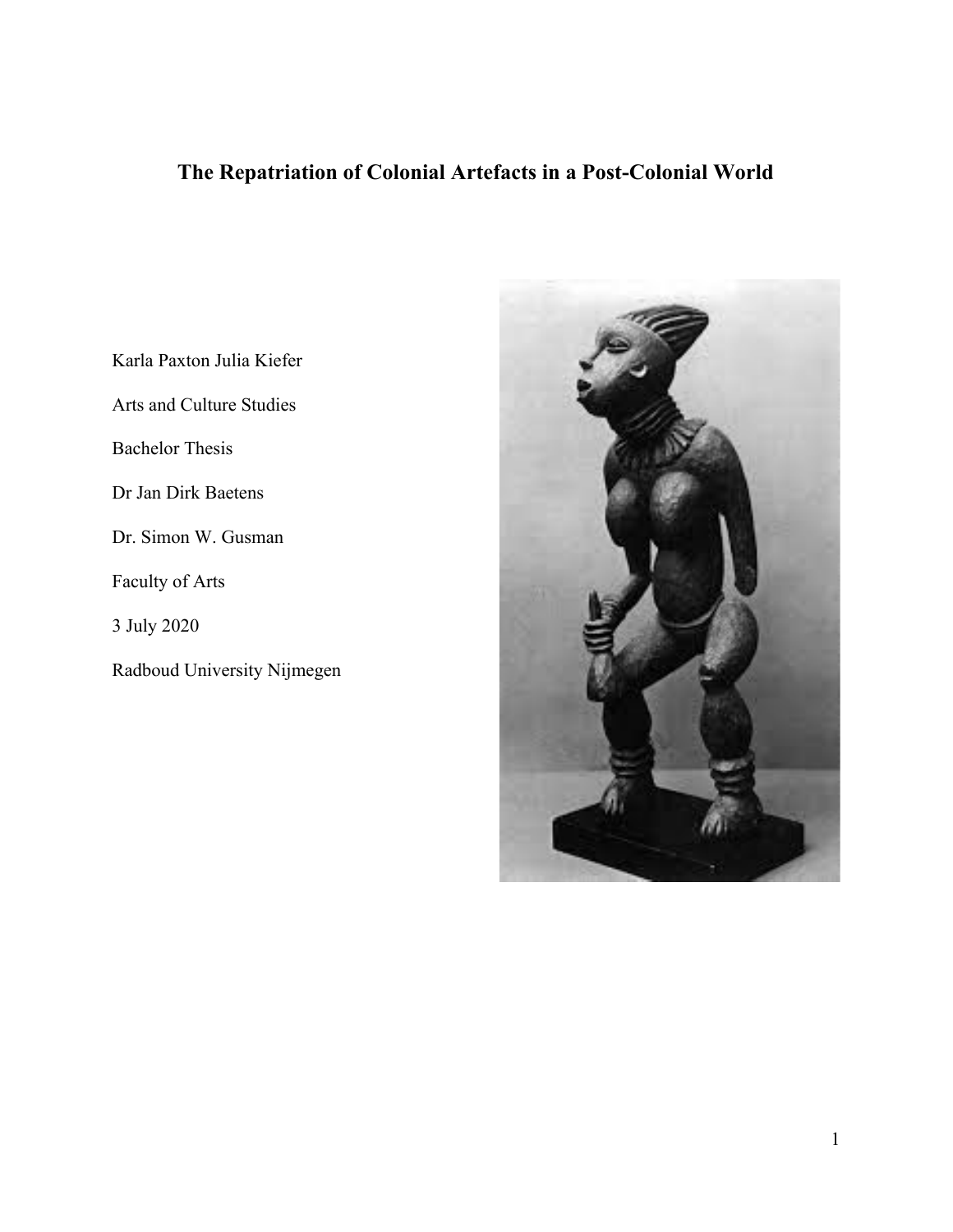# The Repatriation of Colonial Artefacts in a Post-Colonial World

Karla Paxton Julia Kiefer

Arts and Culture Studies

Bachelor Thesis

Dr Jan Dirk Baetens

Dr. Simon W. Gusman

Faculty of Arts

3 July 2020

Radboud University Nijmegen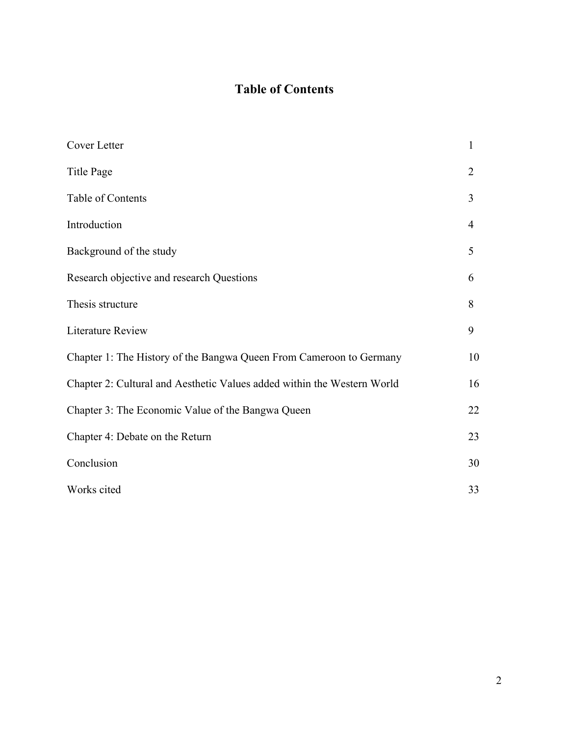# Table of Contents

| | |
|---|---|
| Cover Letter | 1 |
| Title Page | 2 |
| Table of Contents | 3 |
| Introduction | 4 |
| Background of the study | 5 |
| Research objective and research Questions | 6 |
| Thesis structure | 8 |
| Literature Review | 9 |
| Chapter 1: The History of the Bangwa Queen From Cameroon to Germany | 10 |
| Chapter 2: Cultural and Aesthetic Values added within the Western World | 16 |
| Chapter 3: The Economic Value of the Bangwa Queen | 22 |
| Chapter 4: Debate on the Return | 23 |
| Conclusion | 30 |
| Works cited | 33 |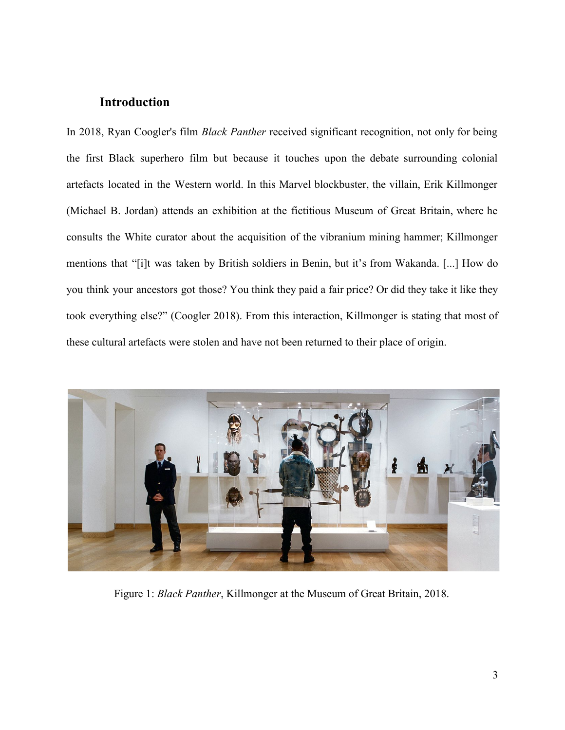## Introduction

In 2018, Ryan Coogler's film *Black Panther* received significant recognition, not only for being the first Black superhero film but because it touches upon the debate surrounding colonial artefacts located in the Western world. In this Marvel blockbuster, the villain, Erik Killmonger (Michael B. Jordan) attends an exhibition at the fictitious Museum of Great Britain, where he consults the White curator about the acquisition of the vibranium mining hammer; Killmonger mentions that "[i]t was taken by British soldiers in Benin, but it's from Wakanda. [...] How do you think your ancestors got those? You think they paid a fair price? Or did they take it like they took everything else?" (Coogler 2018). From this interaction, Killmonger is stating that most of these cultural artefacts were stolen and have not been returned to their place of origin.

Figure 1: *Black Panther*, Killmonger at the Museum of Great Britain, 2018.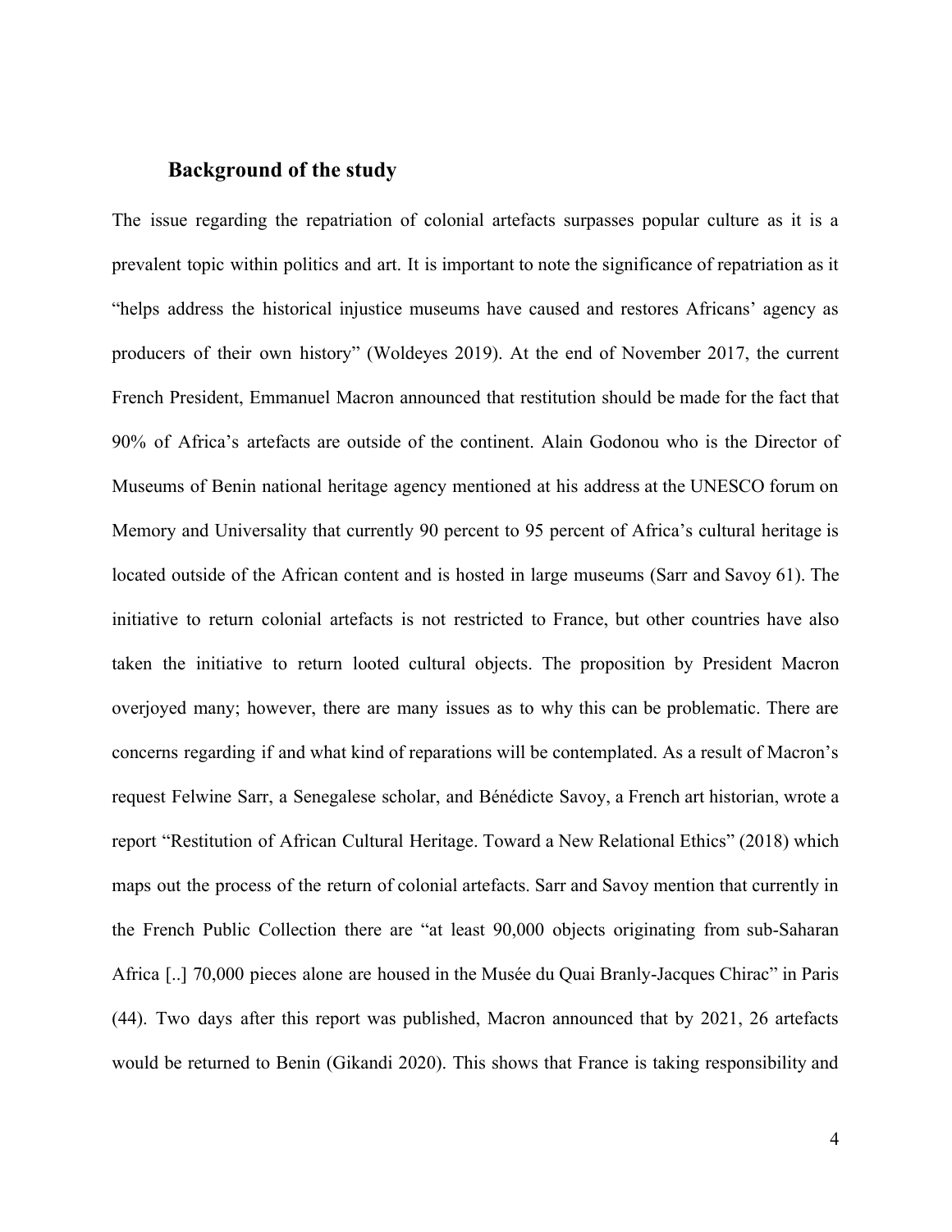## Background of the study

The issue regarding the repatriation of colonial artefacts surpasses popular culture as it is a prevalent topic within politics and art. It is important to note the significance of repatriation as it "helps address the historical injustice museums have caused and restores Africans' agency as producers of their own history" (Woldeyes 2019). At the end of November 2017, the current French President, Emmanuel Macron announced that restitution should be made for the fact that 90% of Africa's artefacts are outside of the continent. Alain Godonou who is the Director of Museums of Benin national heritage agency mentioned at his address at the UNESCO forum on Memory and Universality that currently 90 percent to 95 percent of Africa's cultural heritage is located outside of the African content and is hosted in large museums (Sarr and Savoy 61). The initiative to return colonial artefacts is not restricted to France, but other countries have also taken the initiative to return looted cultural objects. The proposition by President Macron overjoyed many; however, there are many issues as to why this can be problematic. There are concerns regarding if and what kind of reparations will be contemplated. As a result of Macron's request Felwine Sarr, a Senegalese scholar, and Bénédicte Savoy, a French art historian, wrote a report "Restitution of African Cultural Heritage. Toward a New Relational Ethics" (2018) which maps out the process of the return of colonial artefacts. Sarr and Savoy mention that currently in the French Public Collection there are "at least 90,000 objects originating from sub-Saharan Africa [..] 70,000 pieces alone are housed in the Musée du Quai Branly-Jacques Chirac" in Paris (44). Two days after this report was published, Macron announced that by 2021, 26 artefacts would be returned to Benin (Gikandi 2020). This shows that France is taking responsibility and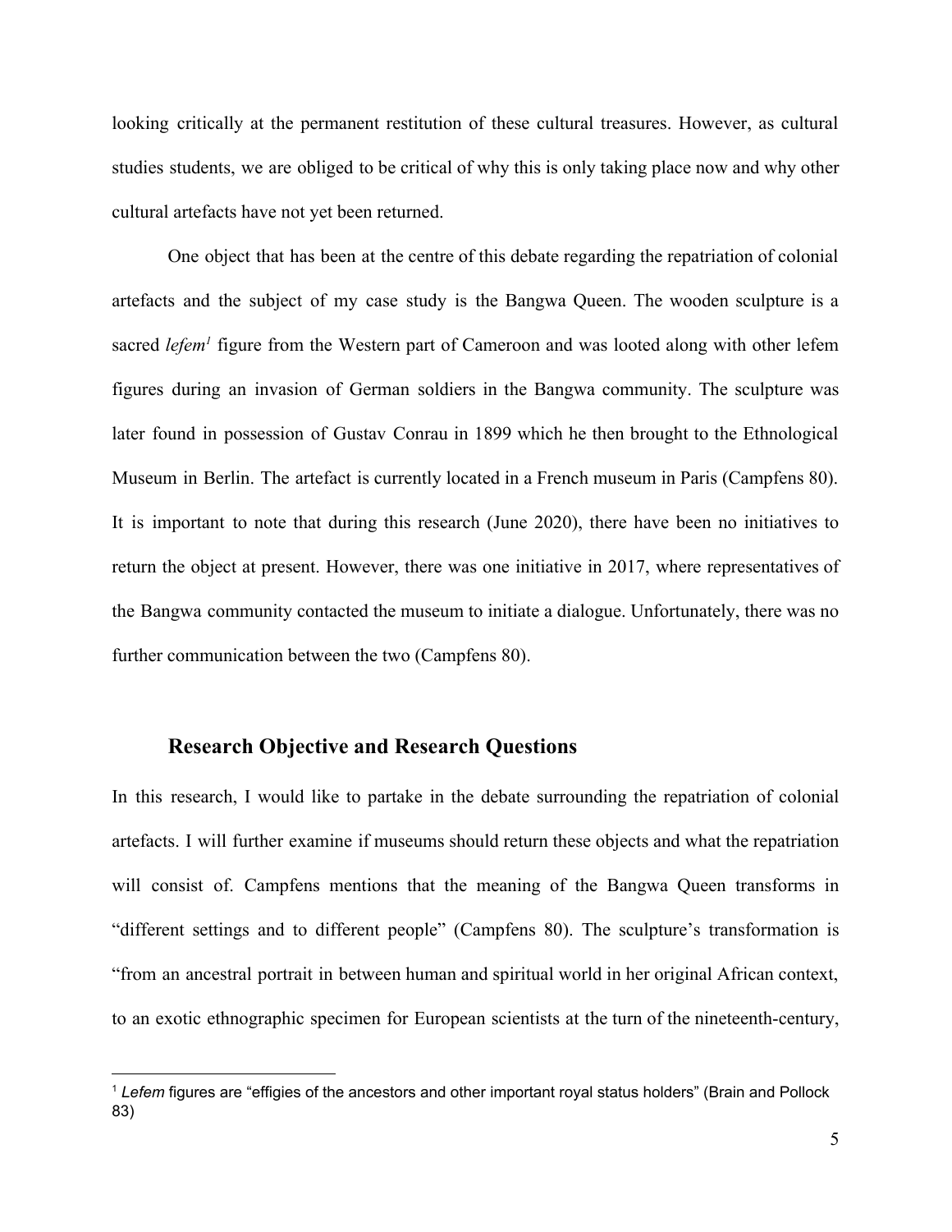looking critically at the permanent restitution of these cultural treasures. However, as cultural studies students, we are obliged to be critical of why this is only taking place now and why other cultural artefacts have not yet been returned.

One object that has been at the centre of this debate regarding the repatriation of colonial artefacts and the subject of my case study is the Bangwa Queen. The wooden sculpture is a sacred *lefem*[1] figure from the Western part of Cameroon and was looted along with other lefem figures during an invasion of German soldiers in the Bangwa community. The sculpture was later found in possession of Gustav Conrau in 1899 which he then brought to the Ethnological Museum in Berlin. The artefact is currently located in a French museum in Paris (Campfens 80). It is important to note that during this research (June 2020), there have been no initiatives to return the object at present. However, there was one initiative in 2017, where representatives of the Bangwa community contacted the museum to initiate a dialogue. Unfortunately, there was no further communication between the two (Campfens 80).

## Research Objective and Research Questions

In this research, I would like to partake in the debate surrounding the repatriation of colonial artefacts. I will further examine if museums should return these objects and what the repatriation will consist of. Campfens mentions that the meaning of the Bangwa Queen transforms in "different settings and to different people" (Campfens 80). The sculpture's transformation is "from an ancestral portrait in between human and spiritual world in her original African context, to an exotic ethnographic specimen for European scientists at the turn of the nineteenth-century,

---

[1] *Lefem* figures are "effigies of the ancestors and other important royal status holders" (Brain and Pollock 83)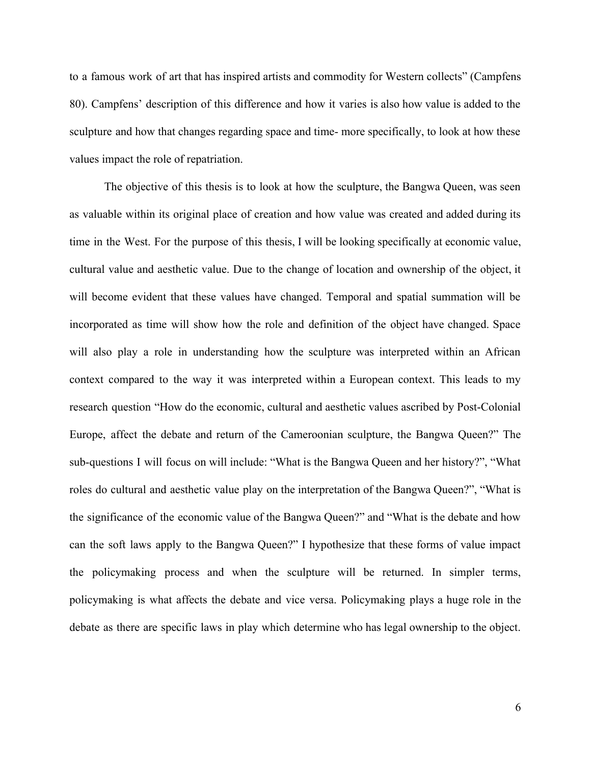to a famous work of art that has inspired artists and commodity for Western collects" (Campfens 80). Campfens' description of this difference and how it varies is also how value is added to the sculpture and how that changes regarding space and time- more specifically, to look at how these values impact the role of repatriation.

The objective of this thesis is to look at how the sculpture, the Bangwa Queen, was seen as valuable within its original place of creation and how value was created and added during its time in the West. For the purpose of this thesis, I will be looking specifically at economic value, cultural value and aesthetic value. Due to the change of location and ownership of the object, it will become evident that these values have changed. Temporal and spatial summation will be incorporated as time will show how the role and definition of the object have changed. Space will also play a role in understanding how the sculpture was interpreted within an African context compared to the way it was interpreted within a European context. This leads to my research question "How do the economic, cultural and aesthetic values ascribed by Post-Colonial Europe, affect the debate and return of the Cameroonian sculpture, the Bangwa Queen?" The sub-questions I will focus on will include: "What is the Bangwa Queen and her history?", "What roles do cultural and aesthetic value play on the interpretation of the Bangwa Queen?", "What is the significance of the economic value of the Bangwa Queen?" and "What is the debate and how can the soft laws apply to the Bangwa Queen?" I hypothesize that these forms of value impact the policymaking process and when the sculpture will be returned. In simpler terms, policymaking is what affects the debate and vice versa. Policymaking plays a huge role in the debate as there are specific laws in play which determine who has legal ownership to the object.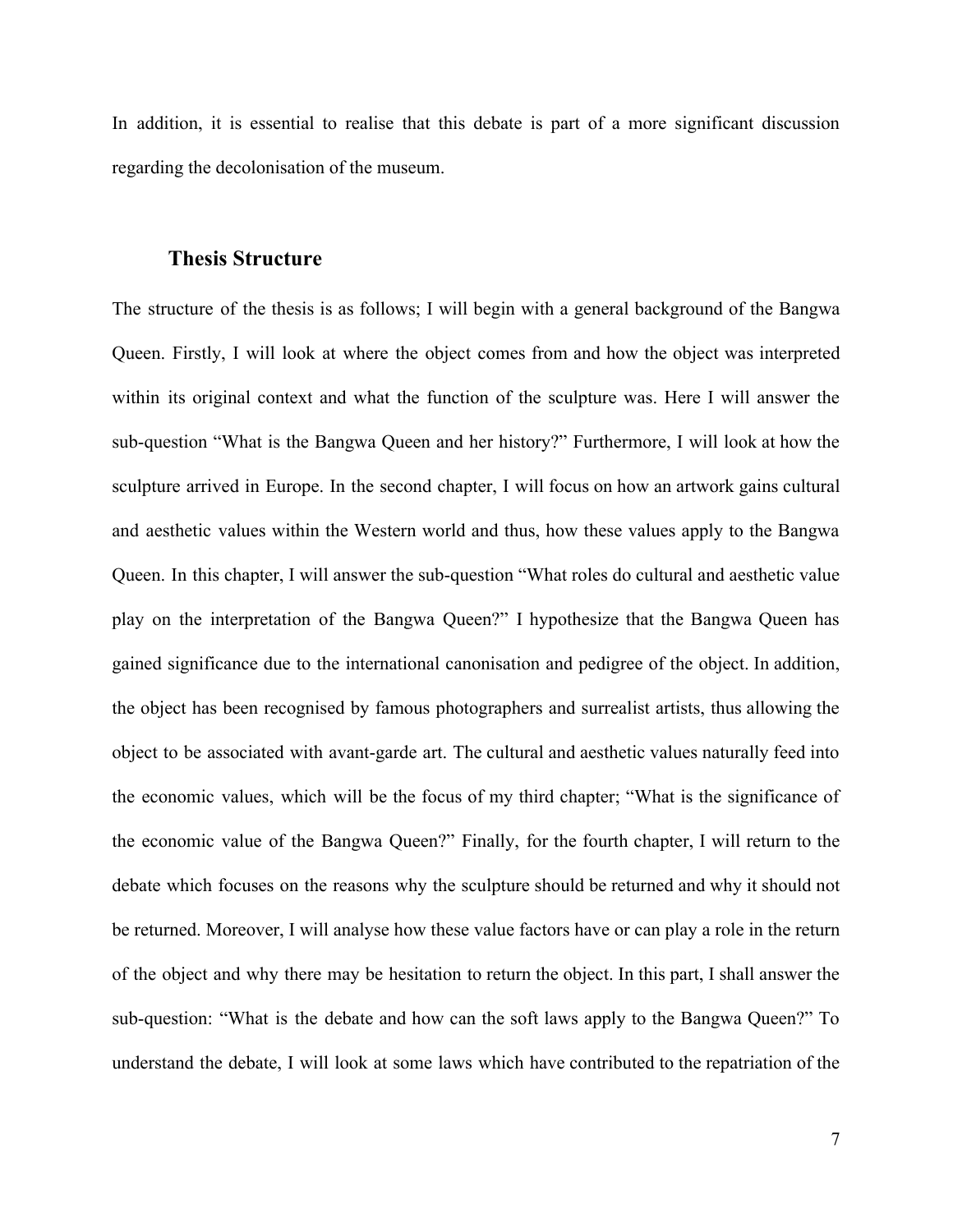In addition, it is essential to realise that this debate is part of a more significant discussion regarding the decolonisation of the museum.

## Thesis Structure

The structure of the thesis is as follows; I will begin with a general background of the Bangwa Queen. Firstly, I will look at where the object comes from and how the object was interpreted within its original context and what the function of the sculpture was. Here I will answer the sub-question "What is the Bangwa Queen and her history?" Furthermore, I will look at how the sculpture arrived in Europe. In the second chapter, I will focus on how an artwork gains cultural and aesthetic values within the Western world and thus, how these values apply to the Bangwa Queen. In this chapter, I will answer the sub-question "What roles do cultural and aesthetic value play on the interpretation of the Bangwa Queen?" I hypothesize that the Bangwa Queen has gained significance due to the international canonisation and pedigree of the object. In addition, the object has been recognised by famous photographers and surrealist artists, thus allowing the object to be associated with avant-garde art. The cultural and aesthetic values naturally feed into the economic values, which will be the focus of my third chapter; "What is the significance of the economic value of the Bangwa Queen?" Finally, for the fourth chapter, I will return to the debate which focuses on the reasons why the sculpture should be returned and why it should not be returned. Moreover, I will analyse how these value factors have or can play a role in the return of the object and why there may be hesitation to return the object. In this part, I shall answer the sub-question: "What is the debate and how can the soft laws apply to the Bangwa Queen?" To understand the debate, I will look at some laws which have contributed to the repatriation of the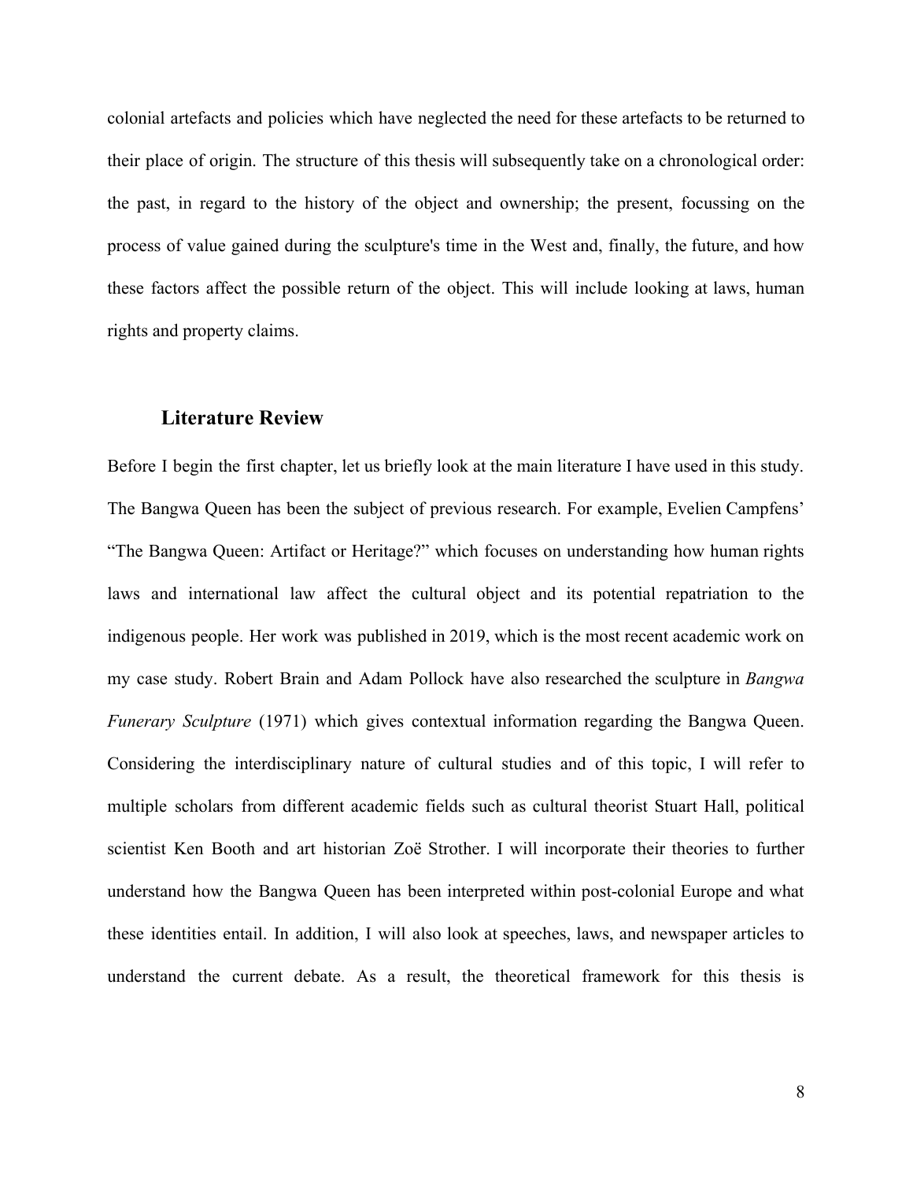colonial artefacts and policies which have neglected the need for these artefacts to be returned to their place of origin. The structure of this thesis will subsequently take on a chronological order: the past, in regard to the history of the object and ownership; the present, focussing on the process of value gained during the sculpture's time in the West and, finally, the future, and how these factors affect the possible return of the object. This will include looking at laws, human rights and property claims.

## Literature Review

Before I begin the first chapter, let us briefly look at the main literature I have used in this study. The Bangwa Queen has been the subject of previous research. For example, Evelien Campfens' "The Bangwa Queen: Artifact or Heritage?" which focuses on understanding how human rights laws and international law affect the cultural object and its potential repatriation to the indigenous people. Her work was published in 2019, which is the most recent academic work on my case study. Robert Brain and Adam Pollock have also researched the sculpture in *Bangwa Funerary Sculpture* (1971) which gives contextual information regarding the Bangwa Queen. Considering the interdisciplinary nature of cultural studies and of this topic, I will refer to multiple scholars from different academic fields such as cultural theorist Stuart Hall, political scientist Ken Booth and art historian Zoë Strother. I will incorporate their theories to further understand how the Bangwa Queen has been interpreted within post-colonial Europe and what these identities entail. In addition, I will also look at speeches, laws, and newspaper articles to understand the current debate. As a result, the theoretical framework for this thesis is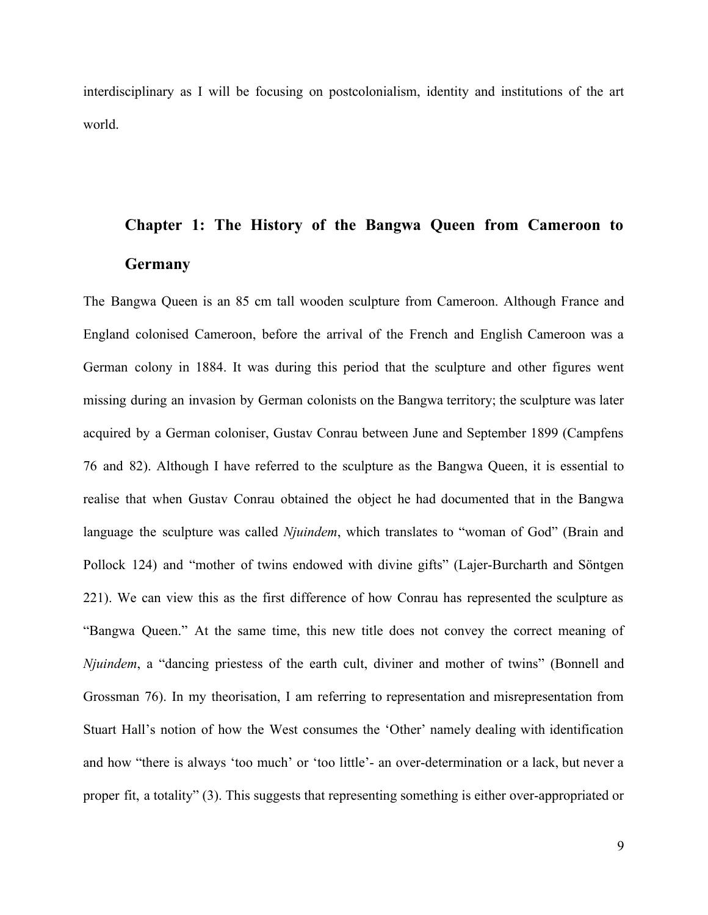interdisciplinary as I will be focusing on postcolonialism, identity and institutions of the art world.

## Chapter 1: The History of the Bangwa Queen from Cameroon to Germany

The Bangwa Queen is an 85 cm tall wooden sculpture from Cameroon. Although France and England colonised Cameroon, before the arrival of the French and English Cameroon was a German colony in 1884. It was during this period that the sculpture and other figures went missing during an invasion by German colonists on the Bangwa territory; the sculpture was later acquired by a German coloniser, Gustav Conrau between June and September 1899 (Campfens 76 and 82). Although I have referred to the sculpture as the Bangwa Queen, it is essential to realise that when Gustav Conrau obtained the object he had documented that in the Bangwa language the sculpture was called *Njuindem*, which translates to "woman of God" (Brain and Pollock 124) and "mother of twins endowed with divine gifts" (Lajer-Burcharth and Söntgen 221). We can view this as the first difference of how Conrau has represented the sculpture as "Bangwa Queen." At the same time, this new title does not convey the correct meaning of *Njuindem*, a "dancing priestess of the earth cult, diviner and mother of twins" (Bonnell and Grossman 76). In my theorisation, I am referring to representation and misrepresentation from Stuart Hall's notion of how the West consumes the 'Other' namely dealing with identification and how "there is always 'too much' or 'too little'- an over-determination or a lack, but never a proper fit, a totality" (3). This suggests that representing something is either over-appropriated or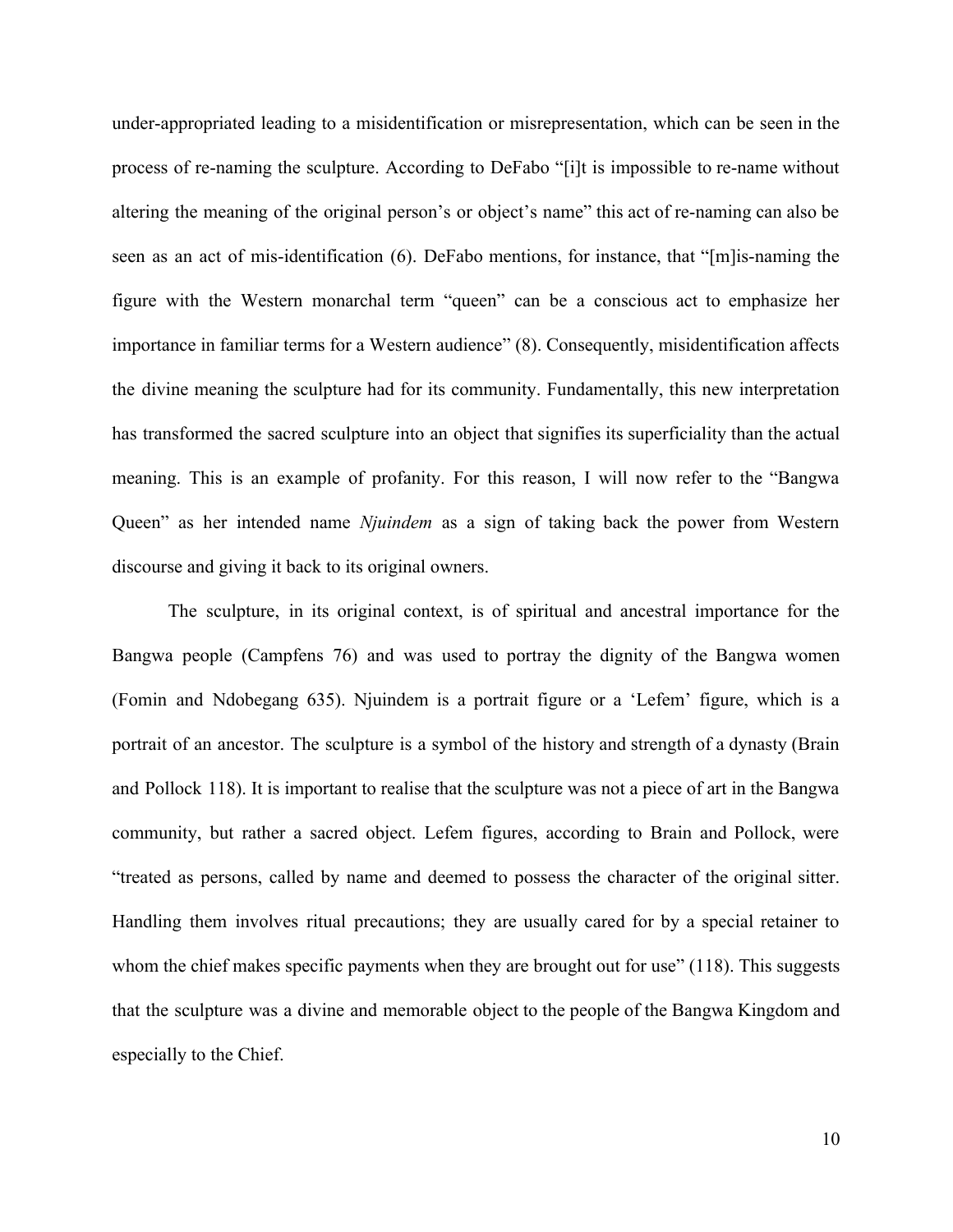under-appropriated leading to a misidentification or misrepresentation, which can be seen in the process of re-naming the sculpture. According to DeFabo "[i]t is impossible to re-name without altering the meaning of the original person's or object's name" this act of re-naming can also be seen as an act of mis-identification (6). DeFabo mentions, for instance, that "[m]is-naming the figure with the Western monarchal term "queen" can be a conscious act to emphasize her importance in familiar terms for a Western audience" (8). Consequently, misidentification affects the divine meaning the sculpture had for its community. Fundamentally, this new interpretation has transformed the sacred sculpture into an object that signifies its superficiality than the actual meaning. This is an example of profanity. For this reason, I will now refer to the "Bangwa Queen" as her intended name *Njuindem* as a sign of taking back the power from Western discourse and giving it back to its original owners.

The sculpture, in its original context, is of spiritual and ancestral importance for the Bangwa people (Campfens 76) and was used to portray the dignity of the Bangwa women (Fomin and Ndobegang 635). Njuindem is a portrait figure or a 'Lefem' figure, which is a portrait of an ancestor. The sculpture is a symbol of the history and strength of a dynasty (Brain and Pollock 118). It is important to realise that the sculpture was not a piece of art in the Bangwa community, but rather a sacred object. Lefem figures, according to Brain and Pollock, were "treated as persons, called by name and deemed to possess the character of the original sitter. Handling them involves ritual precautions; they are usually cared for by a special retainer to whom the chief makes specific payments when they are brought out for use" (118). This suggests that the sculpture was a divine and memorable object to the people of the Bangwa Kingdom and especially to the Chief.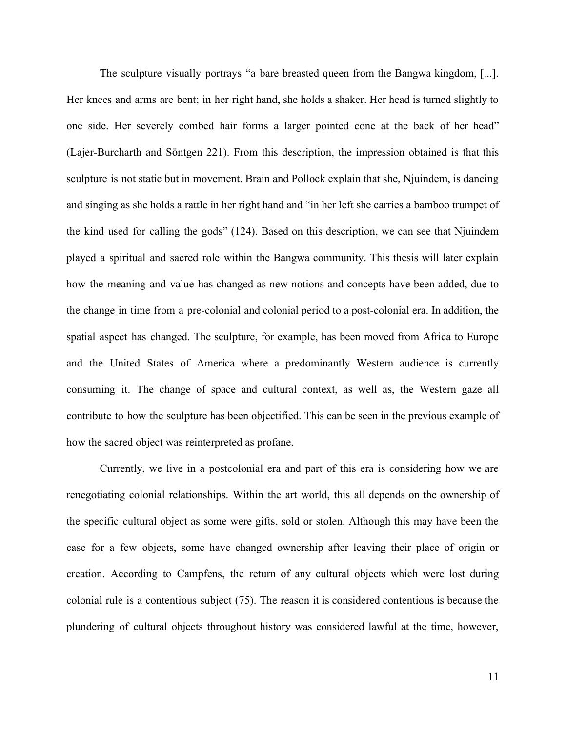The sculpture visually portrays "a bare breasted queen from the Bangwa kingdom, [...]. Her knees and arms are bent; in her right hand, she holds a shaker. Her head is turned slightly to one side. Her severely combed hair forms a larger pointed cone at the back of her head" (Lajer-Burcharth and Söntgen 221). From this description, the impression obtained is that this sculpture is not static but in movement. Brain and Pollock explain that she, Njuindem, is dancing and singing as she holds a rattle in her right hand and "in her left she carries a bamboo trumpet of the kind used for calling the gods" (124). Based on this description, we can see that Njuindem played a spiritual and sacred role within the Bangwa community. This thesis will later explain how the meaning and value has changed as new notions and concepts have been added, due to the change in time from a pre-colonial and colonial period to a post-colonial era. In addition, the spatial aspect has changed. The sculpture, for example, has been moved from Africa to Europe and the United States of America where a predominantly Western audience is currently consuming it. The change of space and cultural context, as well as, the Western gaze all contribute to how the sculpture has been objectified. This can be seen in the previous example of how the sacred object was reinterpreted as profane.

Currently, we live in a postcolonial era and part of this era is considering how we are renegotiating colonial relationships. Within the art world, this all depends on the ownership of the specific cultural object as some were gifts, sold or stolen. Although this may have been the case for a few objects, some have changed ownership after leaving their place of origin or creation. According to Campfens, the return of any cultural objects which were lost during colonial rule is a contentious subject (75). The reason it is considered contentious is because the plundering of cultural objects throughout history was considered lawful at the time, however,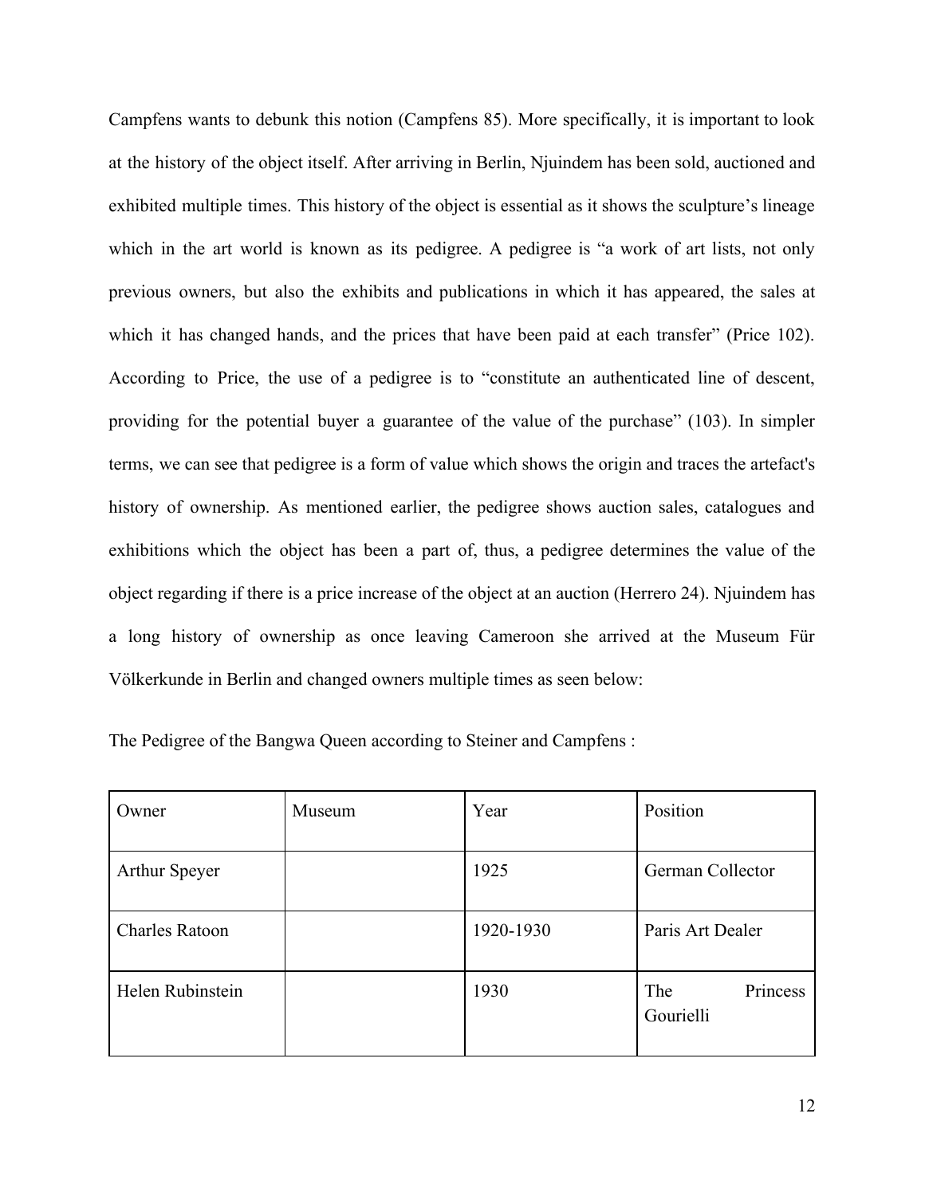Campfens wants to debunk this notion (Campfens 85). More specifically, it is important to look at the history of the object itself. After arriving in Berlin, Njuindem has been sold, auctioned and exhibited multiple times. This history of the object is essential as it shows the sculpture's lineage which in the art world is known as its pedigree. A pedigree is "a work of art lists, not only previous owners, but also the exhibits and publications in which it has appeared, the sales at which it has changed hands, and the prices that have been paid at each transfer" (Price 102). According to Price, the use of a pedigree is to "constitute an authenticated line of descent, providing for the potential buyer a guarantee of the value of the purchase" (103). In simpler terms, we can see that pedigree is a form of value which shows the origin and traces the artefact's history of ownership. As mentioned earlier, the pedigree shows auction sales, catalogues and exhibitions which the object has been a part of, thus, a pedigree determines the value of the object regarding if there is a price increase of the object at an auction (Herrero 24). Njuindem has a long history of ownership as once leaving Cameroon she arrived at the Museum Für Völkerkunde in Berlin and changed owners multiple times as seen below:

The Pedigree of the Bangwa Queen according to Steiner and Campfens :

| Owner | Museum | Year | Position |
|---|---|---|---|
| Arthur Speyer | | 1925 | German Collector |
| Charles Ratoon | | 1920-1930 | Paris Art Dealer |
| Helen Rubinstein | | 1930 | The Princess Gourielli |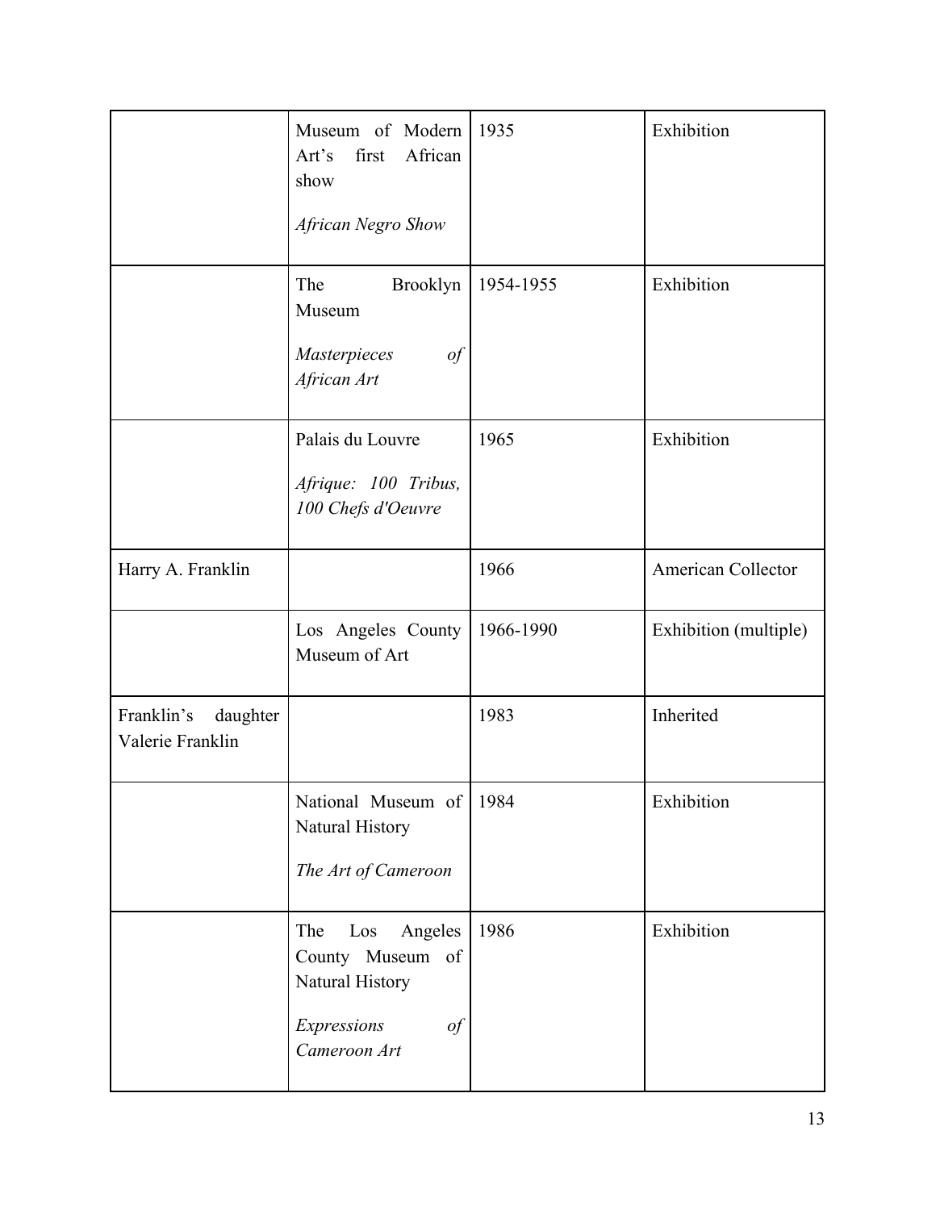| | | | |
|---|---|---|---|
| | Museum of Modern Art's first African show<br><br>*African Negro Show* | 1935 | Exhibition |
| | The Brooklyn Museum<br><br>*Masterpieces of African Art* | 1954-1955 | Exhibition |
| | Palais du Louvre<br><br>*Afrique: 100 Tribus, 100 Chefs d'Oeuvre* | 1965 | Exhibition |
| Harry A. Franklin | | 1966 | American Collector |
| | Los Angeles County Museum of Art | 1966-1990 | Exhibition (multiple) |
| Franklin's daughter Valerie Franklin | | 1983 | Inherited |
| | National Museum of Natural History<br><br>*The Art of Cameroon* | 1984 | Exhibition |
| | The Los Angeles County Museum of Natural History<br><br>*Expressions of Cameroon Art* | 1986 | Exhibition |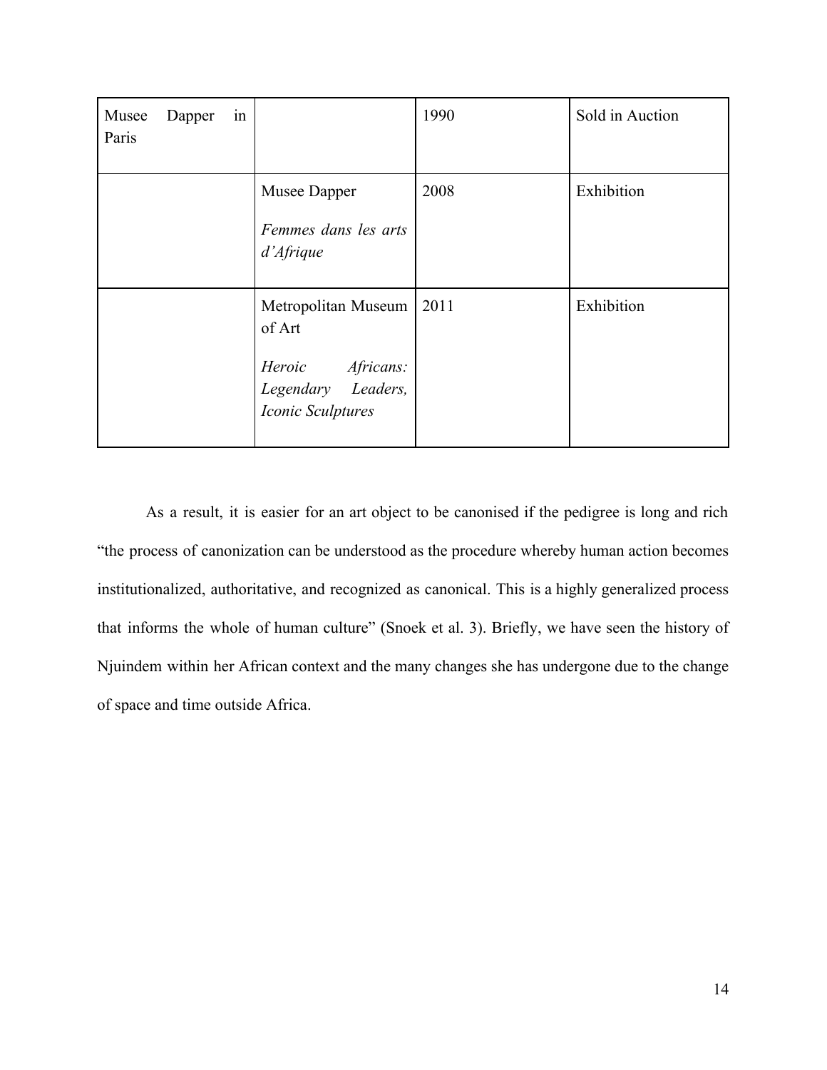| | | | |
|---|---|---|---|
| Musee Dapper in Paris | | 1990 | Sold in Auction |
| | Musee Dapper<br>*Femmes dans les arts d'Afrique* | 2008 | Exhibition |
| | Metropolitan Museum of Art<br>*Heroic Africans: Legendary Leaders, Iconic Sculptures* | 2011 | Exhibition |

As a result, it is easier for an art object to be canonised if the pedigree is long and rich "the process of canonization can be understood as the procedure whereby human action becomes institutionalized, authoritative, and recognized as canonical. This is a highly generalized process that informs the whole of human culture" (Snoek et al. 3). Briefly, we have seen the history of Njuindem within her African context and the many changes she has undergone due to the change of space and time outside Africa.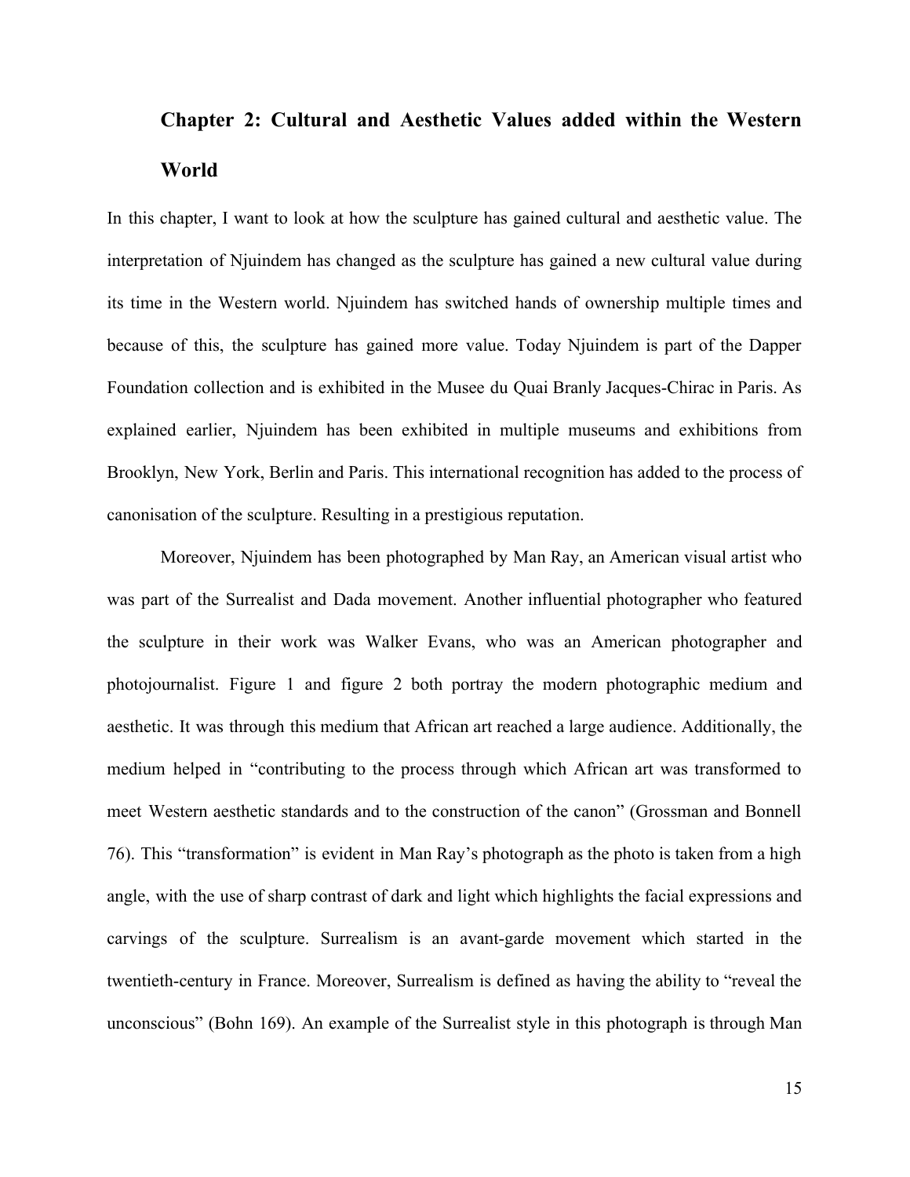## Chapter 2: Cultural and Aesthetic Values added within the Western World

In this chapter, I want to look at how the sculpture has gained cultural and aesthetic value. The interpretation of Njuindem has changed as the sculpture has gained a new cultural value during its time in the Western world. Njuindem has switched hands of ownership multiple times and because of this, the sculpture has gained more value. Today Njuindem is part of the Dapper Foundation collection and is exhibited in the Musee du Quai Branly Jacques-Chirac in Paris. As explained earlier, Njuindem has been exhibited in multiple museums and exhibitions from Brooklyn, New York, Berlin and Paris. This international recognition has added to the process of canonisation of the sculpture. Resulting in a prestigious reputation.

Moreover, Njuindem has been photographed by Man Ray, an American visual artist who was part of the Surrealist and Dada movement. Another influential photographer who featured the sculpture in their work was Walker Evans, who was an American photographer and photojournalist. Figure 1 and figure 2 both portray the modern photographic medium and aesthetic. It was through this medium that African art reached a large audience. Additionally, the medium helped in "contributing to the process through which African art was transformed to meet Western aesthetic standards and to the construction of the canon" (Grossman and Bonnell 76). This "transformation" is evident in Man Ray's photograph as the photo is taken from a high angle, with the use of sharp contrast of dark and light which highlights the facial expressions and carvings of the sculpture. Surrealism is an avant-garde movement which started in the twentieth-century in France. Moreover, Surrealism is defined as having the ability to "reveal the unconscious" (Bohn 169). An example of the Surrealist style in this photograph is through Man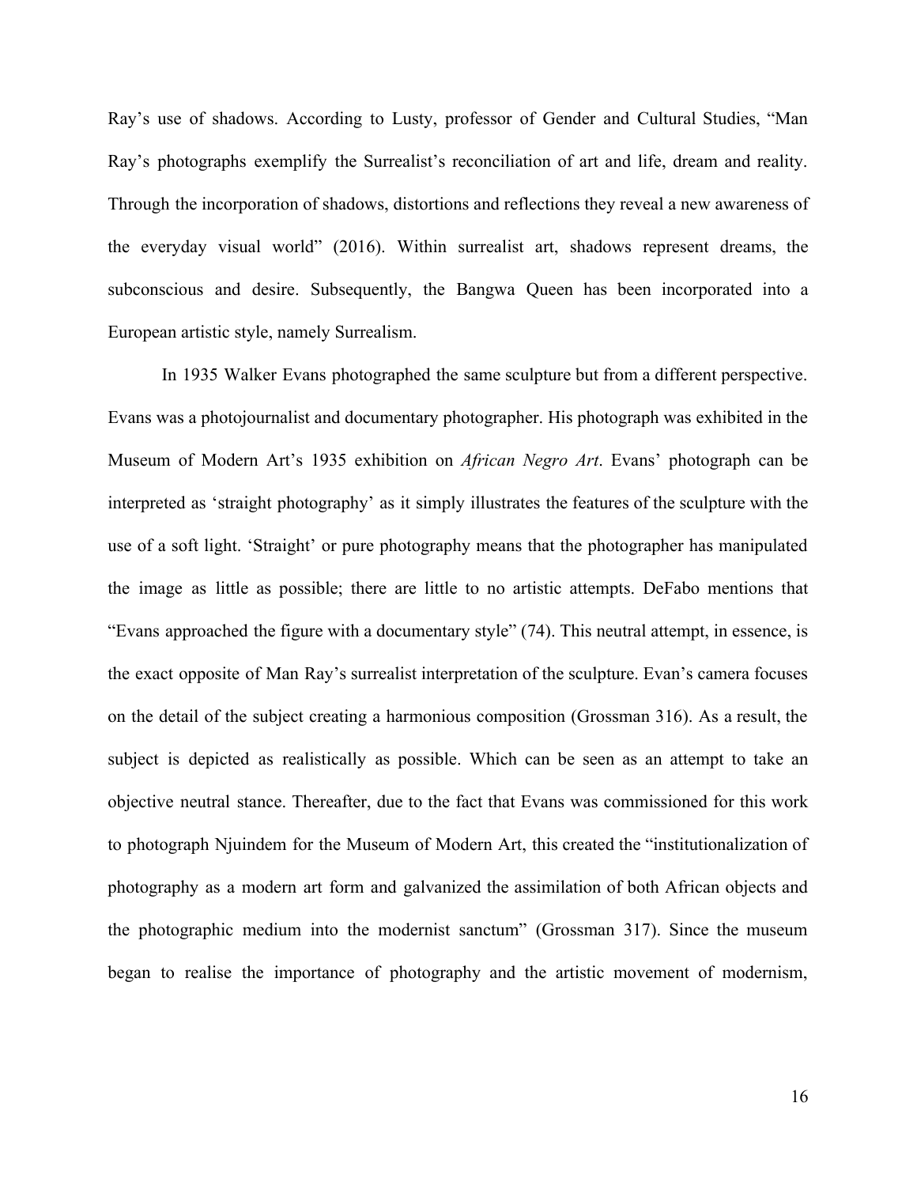Ray's use of shadows. According to Lusty, professor of Gender and Cultural Studies, "Man Ray's photographs exemplify the Surrealist's reconciliation of art and life, dream and reality. Through the incorporation of shadows, distortions and reflections they reveal a new awareness of the everyday visual world" (2016). Within surrealist art, shadows represent dreams, the subconscious and desire. Subsequently, the Bangwa Queen has been incorporated into a European artistic style, namely Surrealism.

In 1935 Walker Evans photographed the same sculpture but from a different perspective. Evans was a photojournalist and documentary photographer. His photograph was exhibited in the Museum of Modern Art's 1935 exhibition on *African Negro Art*. Evans' photograph can be interpreted as 'straight photography' as it simply illustrates the features of the sculpture with the use of a soft light. 'Straight' or pure photography means that the photographer has manipulated the image as little as possible; there are little to no artistic attempts. DeFabo mentions that "Evans approached the figure with a documentary style" (74). This neutral attempt, in essence, is the exact opposite of Man Ray's surrealist interpretation of the sculpture. Evan's camera focuses on the detail of the subject creating a harmonious composition (Grossman 316). As a result, the subject is depicted as realistically as possible. Which can be seen as an attempt to take an objective neutral stance. Thereafter, due to the fact that Evans was commissioned for this work to photograph Njuindem for the Museum of Modern Art, this created the "institutionalization of photography as a modern art form and galvanized the assimilation of both African objects and the photographic medium into the modernist sanctum" (Grossman 317). Since the museum began to realise the importance of photography and the artistic movement of modernism,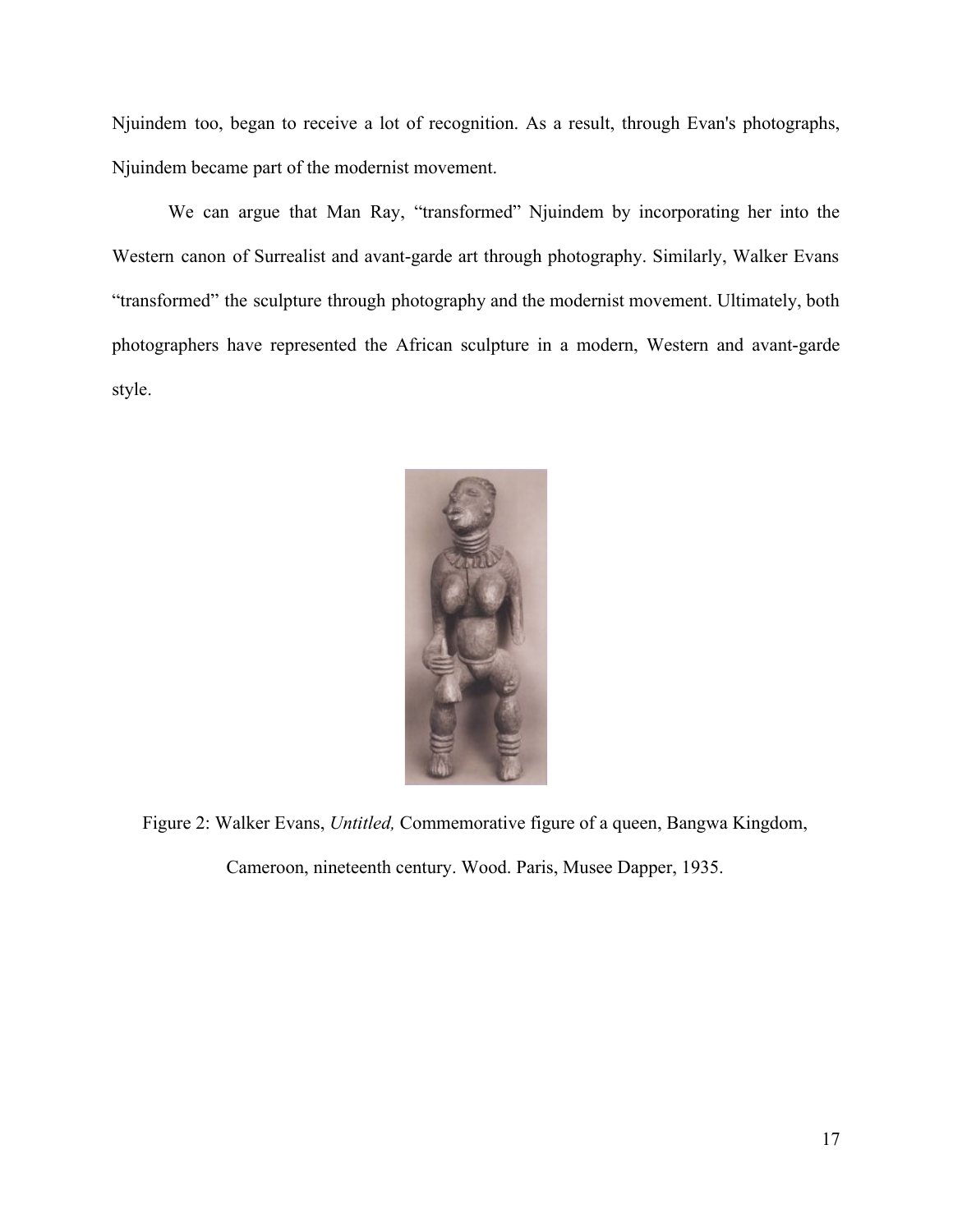Njuindem too, began to receive a lot of recognition. As a result, through Evan's photographs, Njuindem became part of the modernist movement.

We can argue that Man Ray, "transformed" Njuindem by incorporating her into the Western canon of Surrealist and avant-garde art through photography. Similarly, Walker Evans "transformed" the sculpture through photography and the modernist movement. Ultimately, both photographers have represented the African sculpture in a modern, Western and avant-garde style.

Figure 2: Walker Evans, *Untitled,* Commemorative figure of a queen, Bangwa Kingdom, Cameroon, nineteenth century. Wood. Paris, Musee Dapper, 1935.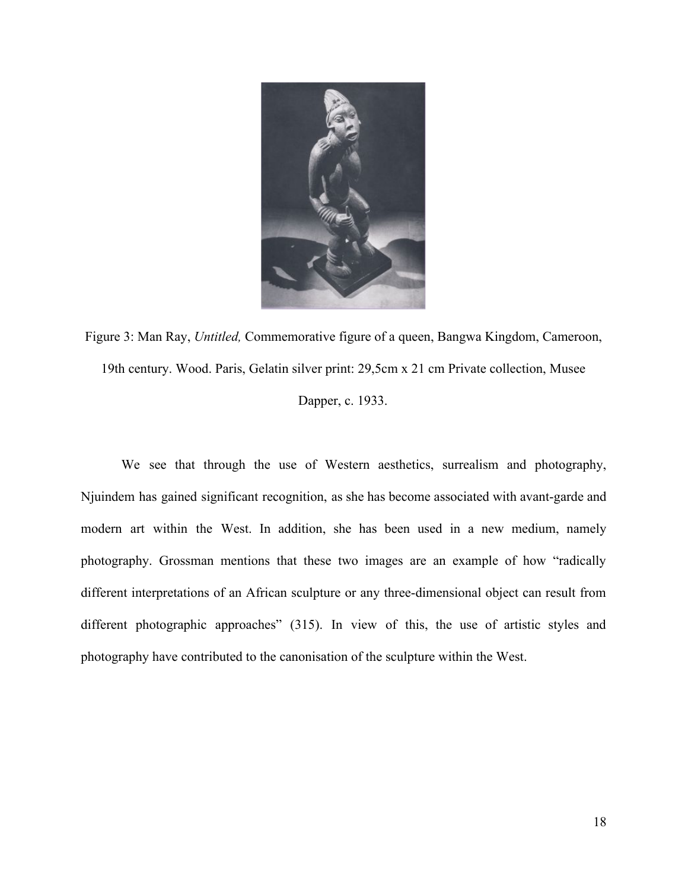Figure 3: Man Ray, *Untitled,* Commemorative figure of a queen, Bangwa Kingdom, Cameroon, 19th century. Wood. Paris, Gelatin silver print: 29,5cm x 21 cm Private collection, Musee Dapper, c. 1933.

We see that through the use of Western aesthetics, surrealism and photography, Njuindem has gained significant recognition, as she has become associated with avant-garde and modern art within the West. In addition, she has been used in a new medium, namely photography. Grossman mentions that these two images are an example of how "radically different interpretations of an African sculpture or any three-dimensional object can result from different photographic approaches" (315). In view of this, the use of artistic styles and photography have contributed to the canonisation of the sculpture within the West.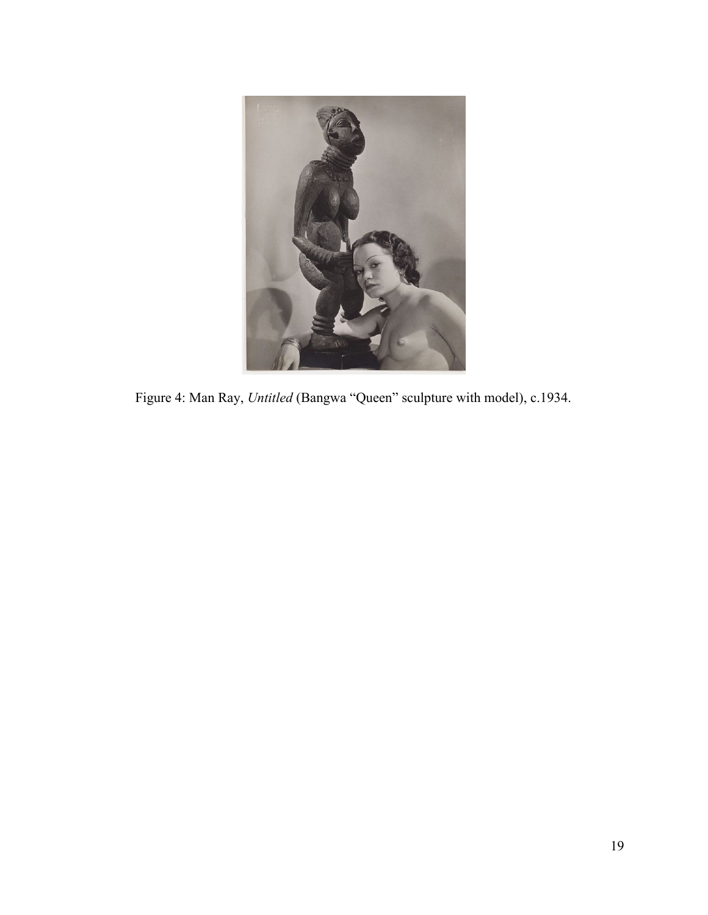Figure 4: Man Ray, *Untitled* (Bangwa "Queen" sculpture with model), c.1934.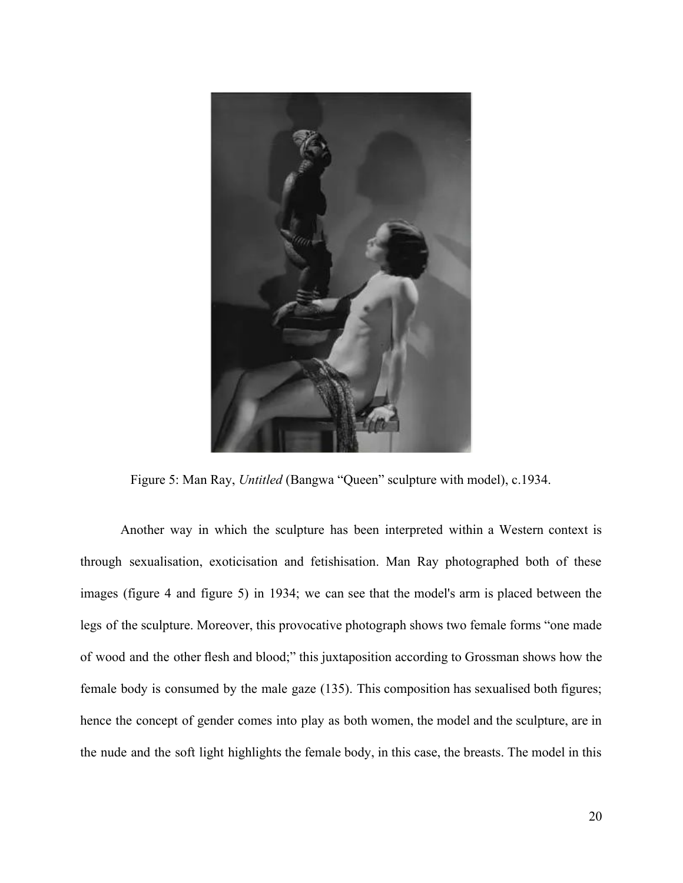Figure 5: Man Ray, *Untitled* (Bangwa "Queen" sculpture with model), c.1934.

Another way in which the sculpture has been interpreted within a Western context is through sexualisation, exoticisation and fetishisation. Man Ray photographed both of these images (figure 4 and figure 5) in 1934; we can see that the model's arm is placed between the legs of the sculpture. Moreover, this provocative photograph shows two female forms "one made of wood and the other flesh and blood;" this juxtaposition according to Grossman shows how the female body is consumed by the male gaze (135). This composition has sexualised both figures; hence the concept of gender comes into play as both women, the model and the sculpture, are in the nude and the soft light highlights the female body, in this case, the breasts. The model in this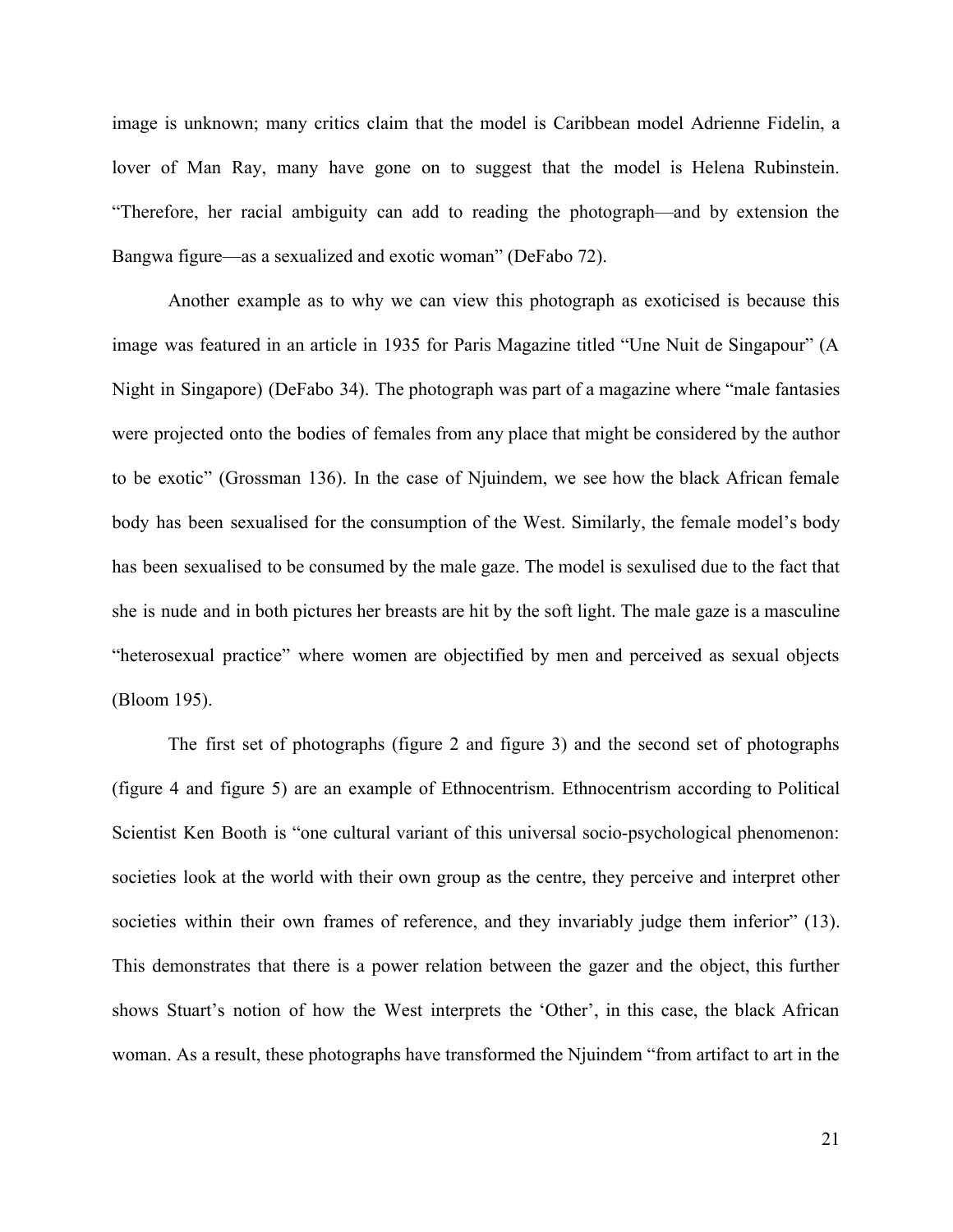image is unknown; many critics claim that the model is Caribbean model Adrienne Fidelin, a lover of Man Ray, many have gone on to suggest that the model is Helena Rubinstein. "Therefore, her racial ambiguity can add to reading the photograph—and by extension the Bangwa figure—as a sexualized and exotic woman" (DeFabo 72).

Another example as to why we can view this photograph as exoticised is because this image was featured in an article in 1935 for Paris Magazine titled "Une Nuit de Singapour" (A Night in Singapore) (DeFabo 34). The photograph was part of a magazine where "male fantasies were projected onto the bodies of females from any place that might be considered by the author to be exotic" (Grossman 136). In the case of Njuindem, we see how the black African female body has been sexualised for the consumption of the West. Similarly, the female model's body has been sexualised to be consumed by the male gaze. The model is sexulised due to the fact that she is nude and in both pictures her breasts are hit by the soft light. The male gaze is a masculine "heterosexual practice" where women are objectified by men and perceived as sexual objects (Bloom 195).

The first set of photographs (figure 2 and figure 3) and the second set of photographs (figure 4 and figure 5) are an example of Ethnocentrism. Ethnocentrism according to Political Scientist Ken Booth is "one cultural variant of this universal socio-psychological phenomenon: societies look at the world with their own group as the centre, they perceive and interpret other societies within their own frames of reference, and they invariably judge them inferior" (13). This demonstrates that there is a power relation between the gazer and the object, this further shows Stuart's notion of how the West interprets the 'Other', in this case, the black African woman. As a result, these photographs have transformed the Njuindem "from artifact to art in the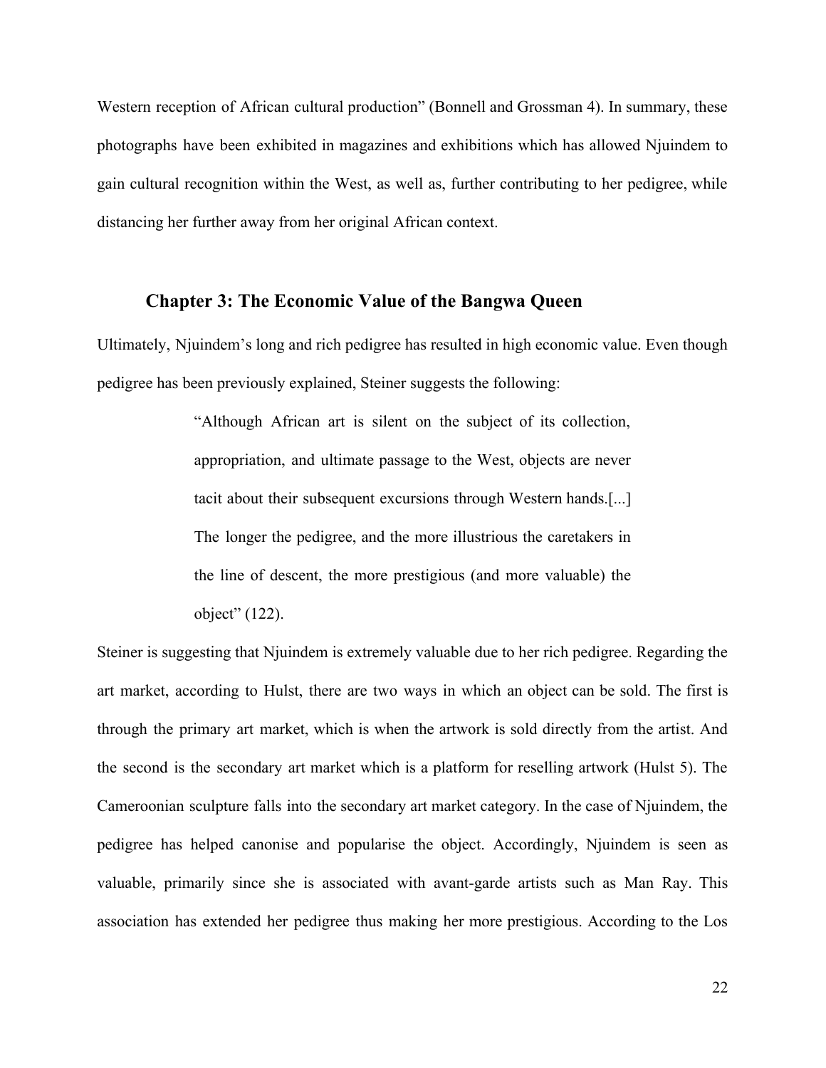Western reception of African cultural production" (Bonnell and Grossman 4). In summary, these photographs have been exhibited in magazines and exhibitions which has allowed Njuindem to gain cultural recognition within the West, as well as, further contributing to her pedigree, while distancing her further away from her original African context.

## Chapter 3: The Economic Value of the Bangwa Queen

Ultimately, Njuindem's long and rich pedigree has resulted in high economic value. Even though pedigree has been previously explained, Steiner suggests the following:

> "Although African art is silent on the subject of its collection, appropriation, and ultimate passage to the West, objects are never tacit about their subsequent excursions through Western hands.[...] The longer the pedigree, and the more illustrious the caretakers in the line of descent, the more prestigious (and more valuable) the object" (122).

Steiner is suggesting that Njuindem is extremely valuable due to her rich pedigree. Regarding the art market, according to Hulst, there are two ways in which an object can be sold. The first is through the primary art market, which is when the artwork is sold directly from the artist. And the second is the secondary art market which is a platform for reselling artwork (Hulst 5). The Cameroonian sculpture falls into the secondary art market category. In the case of Njuindem, the pedigree has helped canonise and popularise the object. Accordingly, Njuindem is seen as valuable, primarily since she is associated with avant-garde artists such as Man Ray. This association has extended her pedigree thus making her more prestigious. According to the Los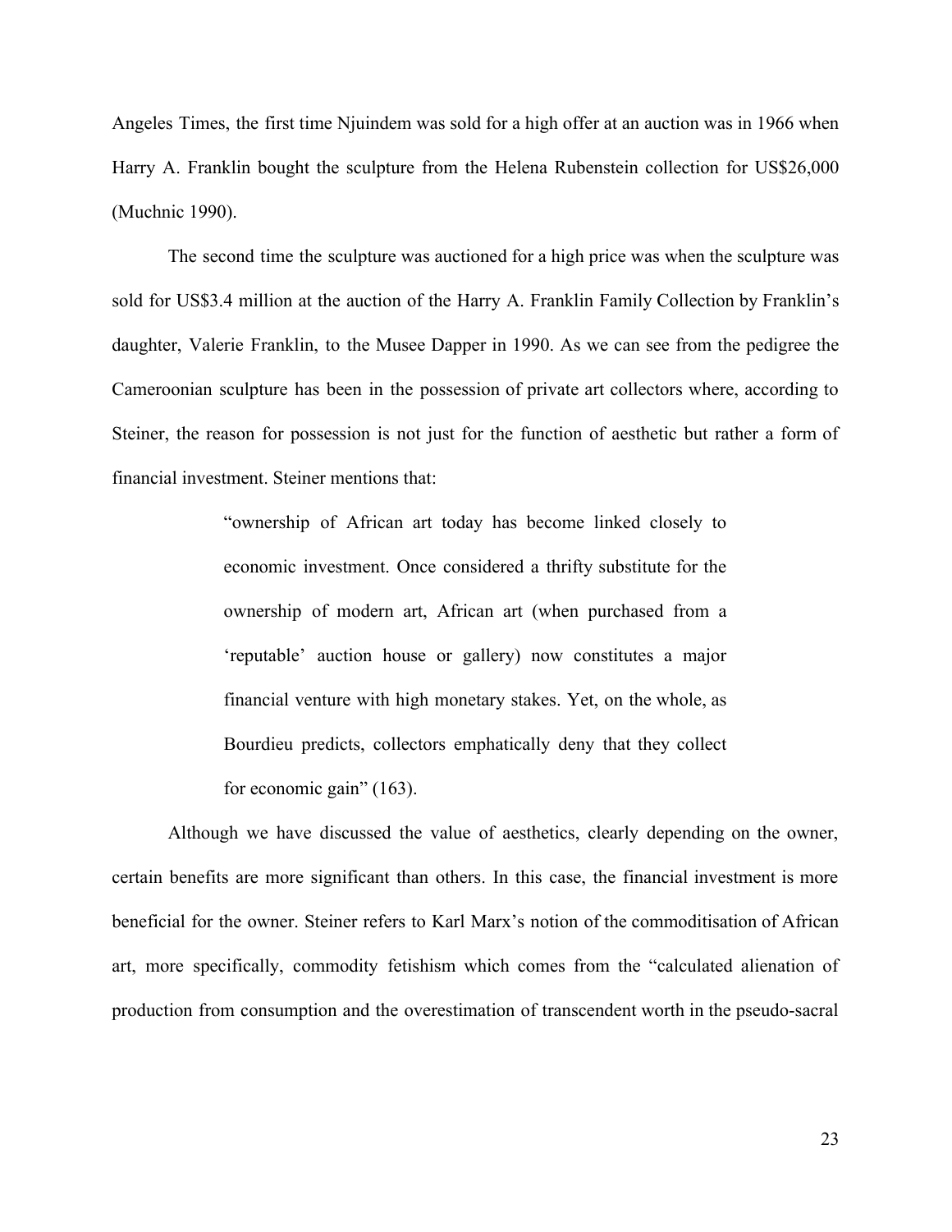Angeles Times, the first time Njuindem was sold for a high offer at an auction was in 1966 when Harry A. Franklin bought the sculpture from the Helena Rubenstein collection for US$26,000 (Muchnic 1990).

The second time the sculpture was auctioned for a high price was when the sculpture was sold for US$3.4 million at the auction of the Harry A. Franklin Family Collection by Franklin's daughter, Valerie Franklin, to the Musee Dapper in 1990. As we can see from the pedigree the Cameroonian sculpture has been in the possession of private art collectors where, according to Steiner, the reason for possession is not just for the function of aesthetic but rather a form of financial investment. Steiner mentions that:

> "ownership of African art today has become linked closely to economic investment. Once considered a thrifty substitute for the ownership of modern art, African art (when purchased from a 'reputable' auction house or gallery) now constitutes a major financial venture with high monetary stakes. Yet, on the whole, as Bourdieu predicts, collectors emphatically deny that they collect for economic gain" (163).

Although we have discussed the value of aesthetics, clearly depending on the owner, certain benefits are more significant than others. In this case, the financial investment is more beneficial for the owner. Steiner refers to Karl Marx's notion of the commoditisation of African art, more specifically, commodity fetishism which comes from the "calculated alienation of production from consumption and the overestimation of transcendent worth in the pseudo-sacral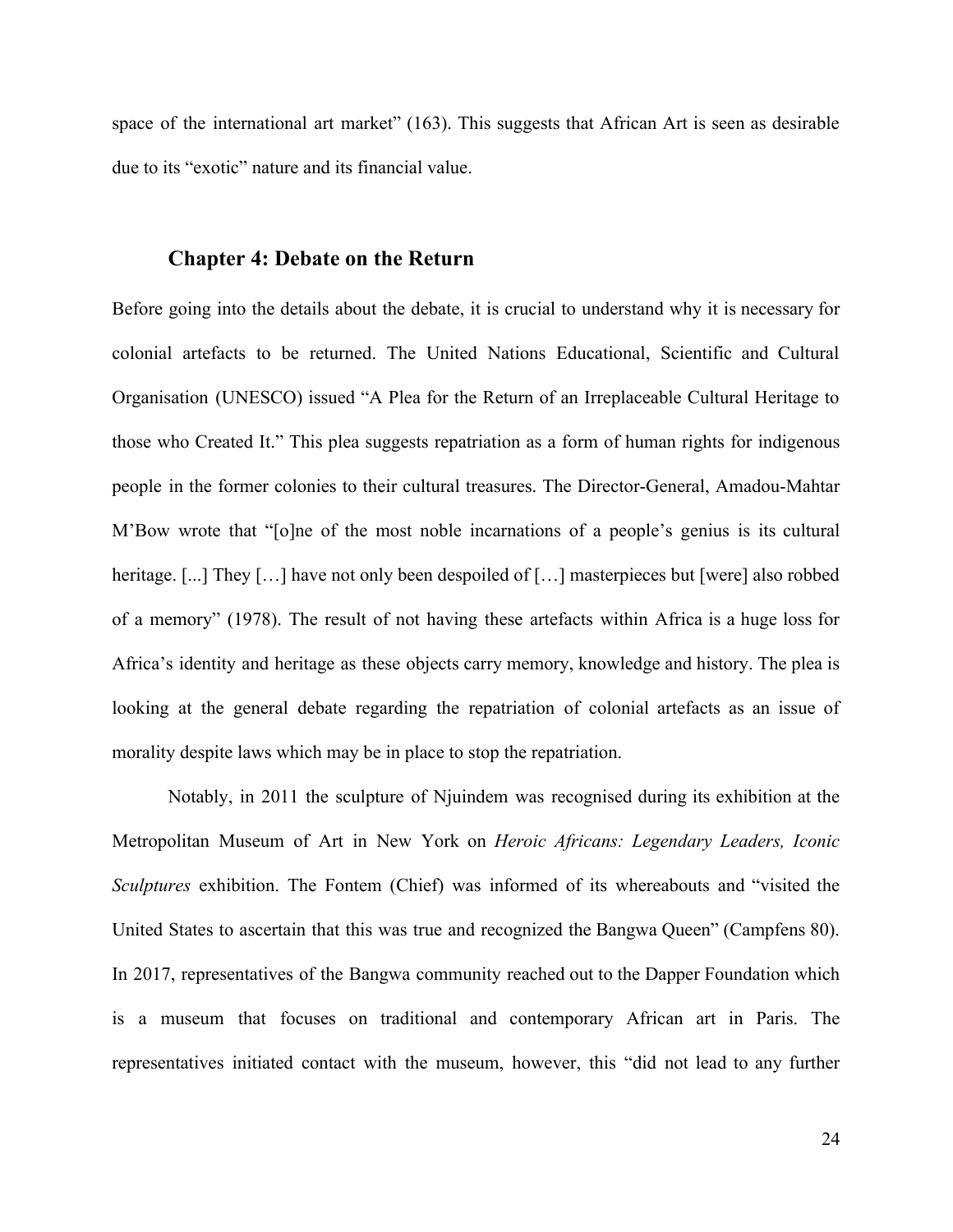space of the international art market" (163). This suggests that African Art is seen as desirable due to its "exotic" nature and its financial value.

## Chapter 4: Debate on the Return

Before going into the details about the debate, it is crucial to understand why it is necessary for colonial artefacts to be returned. The United Nations Educational, Scientific and Cultural Organisation (UNESCO) issued "A Plea for the Return of an Irreplaceable Cultural Heritage to those who Created It." This plea suggests repatriation as a form of human rights for indigenous people in the former colonies to their cultural treasures. The Director-General, Amadou-Mahtar M'Bow wrote that "[o]ne of the most noble incarnations of a people's genius is its cultural heritage. [...] They […] have not only been despoiled of […] masterpieces but [were] also robbed of a memory" (1978). The result of not having these artefacts within Africa is a huge loss for Africa's identity and heritage as these objects carry memory, knowledge and history. The plea is looking at the general debate regarding the repatriation of colonial artefacts as an issue of morality despite laws which may be in place to stop the repatriation.

Notably, in 2011 the sculpture of Njuindem was recognised during its exhibition at the Metropolitan Museum of Art in New York on *Heroic Africans: Legendary Leaders, Iconic Sculptures* exhibition. The Fontem (Chief) was informed of its whereabouts and "visited the United States to ascertain that this was true and recognized the Bangwa Queen" (Campfens 80). In 2017, representatives of the Bangwa community reached out to the Dapper Foundation which is a museum that focuses on traditional and contemporary African art in Paris. The representatives initiated contact with the museum, however, this "did not lead to any further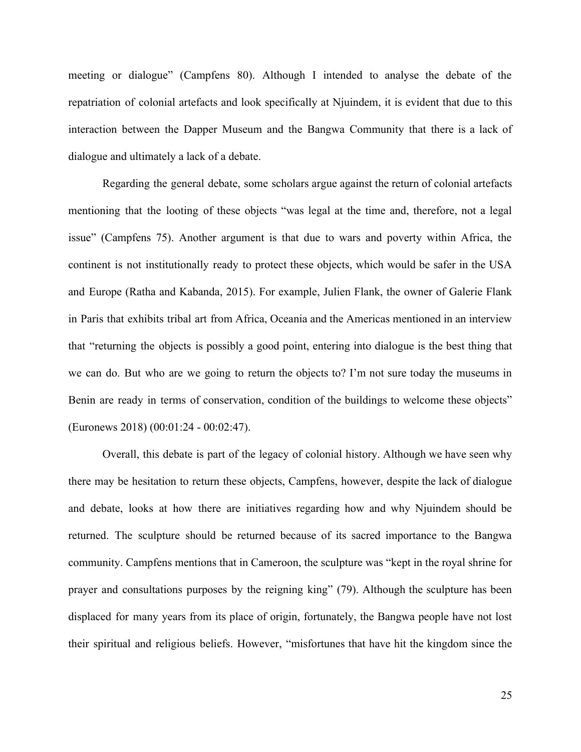meeting or dialogue" (Campfens 80). Although I intended to analyse the debate of the repatriation of colonial artefacts and look specifically at Njuindem, it is evident that due to this interaction between the Dapper Museum and the Bangwa Community that there is a lack of dialogue and ultimately a lack of a debate.

Regarding the general debate, some scholars argue against the return of colonial artefacts mentioning that the looting of these objects "was legal at the time and, therefore, not a legal issue" (Campfens 75). Another argument is that due to wars and poverty within Africa, the continent is not institutionally ready to protect these objects, which would be safer in the USA and Europe (Ratha and Kabanda, 2015). For example, Julien Flank, the owner of Galerie Flank in Paris that exhibits tribal art from Africa, Oceania and the Americas mentioned in an interview that "returning the objects is possibly a good point, entering into dialogue is the best thing that we can do. But who are we going to return the objects to? I'm not sure today the museums in Benin are ready in terms of conservation, condition of the buildings to welcome these objects" (Euronews 2018) (00:01:24 - 00:02:47).

Overall, this debate is part of the legacy of colonial history. Although we have seen why there may be hesitation to return these objects, Campfens, however, despite the lack of dialogue and debate, looks at how there are initiatives regarding how and why Njuindem should be returned. The sculpture should be returned because of its sacred importance to the Bangwa community. Campfens mentions that in Cameroon, the sculpture was "kept in the royal shrine for prayer and consultations purposes by the reigning king" (79). Although the sculpture has been displaced for many years from its place of origin, fortunately, the Bangwa people have not lost their spiritual and religious beliefs. However, "misfortunes that have hit the kingdom since the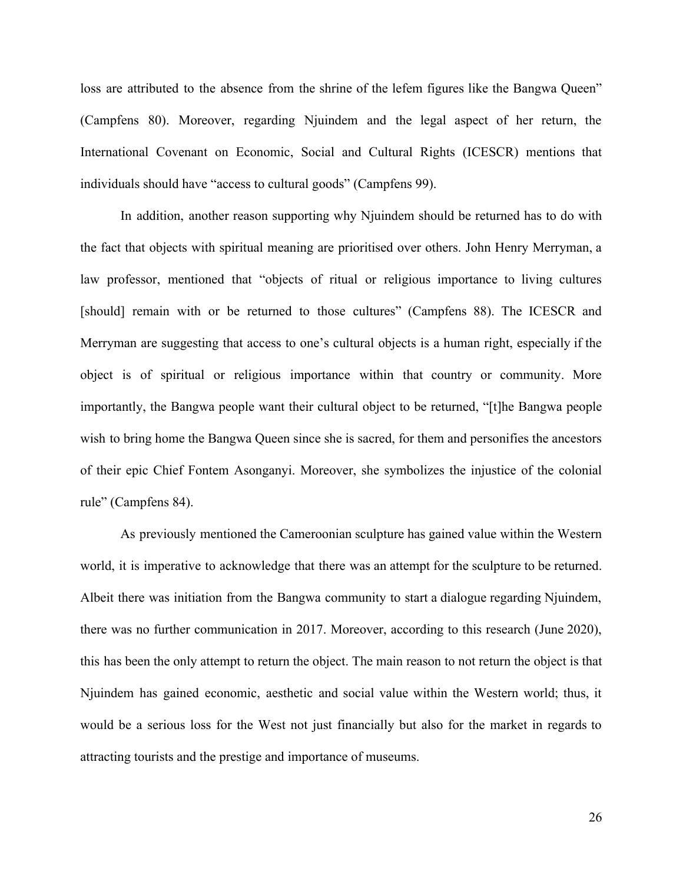loss are attributed to the absence from the shrine of the lefem figures like the Bangwa Queen" (Campfens 80). Moreover, regarding Njuindem and the legal aspect of her return, the International Covenant on Economic, Social and Cultural Rights (ICESCR) mentions that individuals should have "access to cultural goods" (Campfens 99).

In addition, another reason supporting why Njuindem should be returned has to do with the fact that objects with spiritual meaning are prioritised over others. John Henry Merryman, a law professor, mentioned that "objects of ritual or religious importance to living cultures [should] remain with or be returned to those cultures" (Campfens 88). The ICESCR and Merryman are suggesting that access to one's cultural objects is a human right, especially if the object is of spiritual or religious importance within that country or community. More importantly, the Bangwa people want their cultural object to be returned, "[t]he Bangwa people wish to bring home the Bangwa Queen since she is sacred, for them and personifies the ancestors of their epic Chief Fontem Asonganyi. Moreover, she symbolizes the injustice of the colonial rule" (Campfens 84).

As previously mentioned the Cameroonian sculpture has gained value within the Western world, it is imperative to acknowledge that there was an attempt for the sculpture to be returned. Albeit there was initiation from the Bangwa community to start a dialogue regarding Njuindem, there was no further communication in 2017. Moreover, according to this research (June 2020), this has been the only attempt to return the object. The main reason to not return the object is that Njuindem has gained economic, aesthetic and social value within the Western world; thus, it would be a serious loss for the West not just financially but also for the market in regards to attracting tourists and the prestige and importance of museums.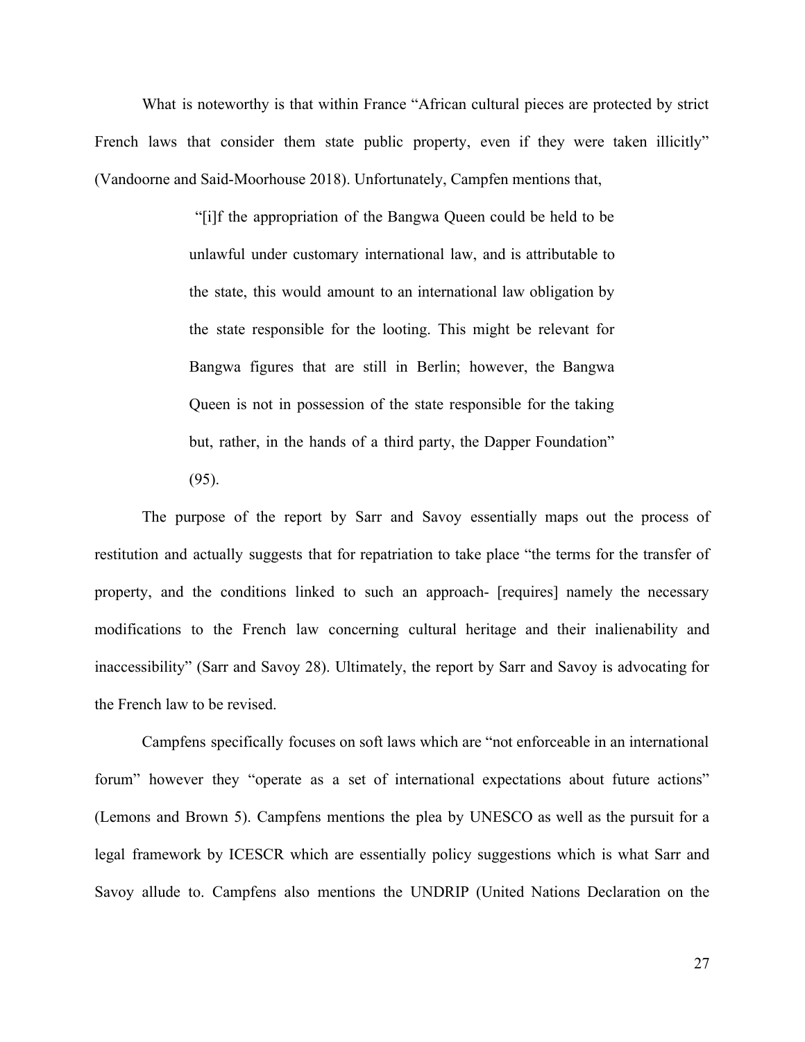What is noteworthy is that within France "African cultural pieces are protected by strict French laws that consider them state public property, even if they were taken illicitly" (Vandoorne and Said-Moorhouse 2018). Unfortunately, Campfen mentions that,

> "[i]f the appropriation of the Bangwa Queen could be held to be unlawful under customary international law, and is attributable to the state, this would amount to an international law obligation by the state responsible for the looting. This might be relevant for Bangwa figures that are still in Berlin; however, the Bangwa Queen is not in possession of the state responsible for the taking but, rather, in the hands of a third party, the Dapper Foundation" (95).

The purpose of the report by Sarr and Savoy essentially maps out the process of restitution and actually suggests that for repatriation to take place "the terms for the transfer of property, and the conditions linked to such an approach- [requires] namely the necessary modifications to the French law concerning cultural heritage and their inalienability and inaccessibility" (Sarr and Savoy 28). Ultimately, the report by Sarr and Savoy is advocating for the French law to be revised.

Campfens specifically focuses on soft laws which are "not enforceable in an international forum" however they "operate as a set of international expectations about future actions" (Lemons and Brown 5). Campfens mentions the plea by UNESCO as well as the pursuit for a legal framework by ICESCR which are essentially policy suggestions which is what Sarr and Savoy allude to. Campfens also mentions the UNDRIP (United Nations Declaration on the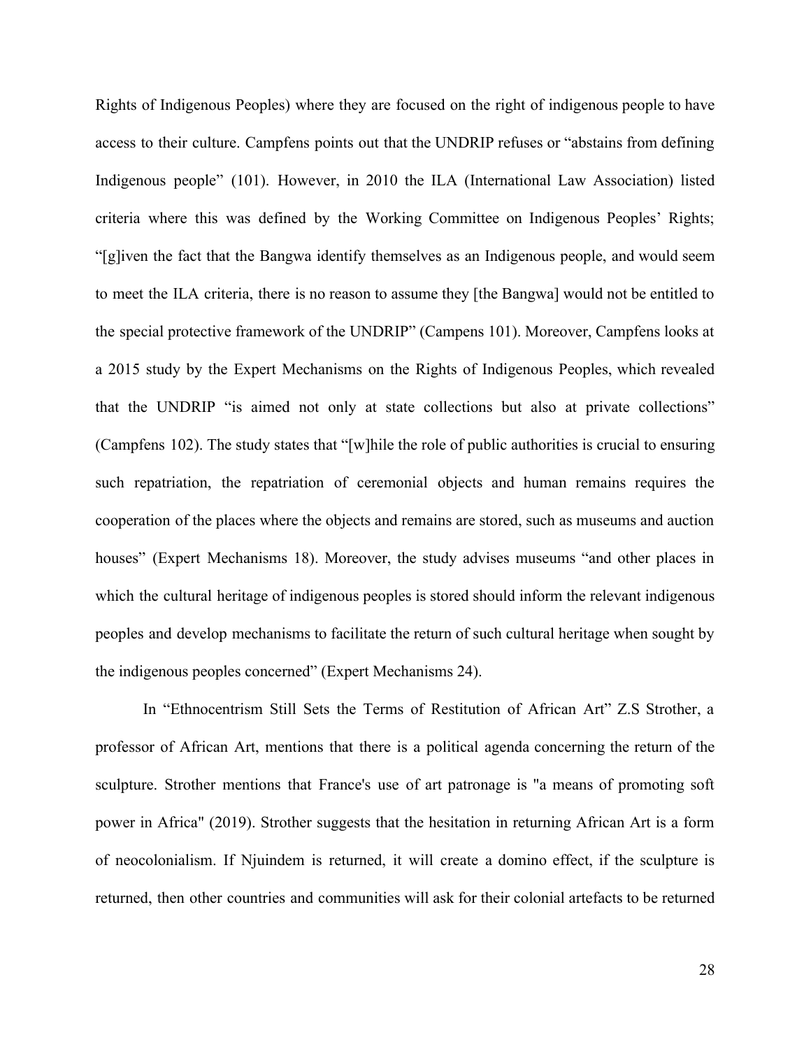Rights of Indigenous Peoples) where they are focused on the right of indigenous people to have access to their culture. Campfens points out that the UNDRIP refuses or "abstains from defining Indigenous people" (101). However, in 2010 the ILA (International Law Association) listed criteria where this was defined by the Working Committee on Indigenous Peoples' Rights; "[g]iven the fact that the Bangwa identify themselves as an Indigenous people, and would seem to meet the ILA criteria, there is no reason to assume they [the Bangwa] would not be entitled to the special protective framework of the UNDRIP" (Campens 101). Moreover, Campfens looks at a 2015 study by the Expert Mechanisms on the Rights of Indigenous Peoples, which revealed that the UNDRIP "is aimed not only at state collections but also at private collections" (Campfens 102). The study states that "[w]hile the role of public authorities is crucial to ensuring such repatriation, the repatriation of ceremonial objects and human remains requires the cooperation of the places where the objects and remains are stored, such as museums and auction houses" (Expert Mechanisms 18). Moreover, the study advises museums "and other places in which the cultural heritage of indigenous peoples is stored should inform the relevant indigenous peoples and develop mechanisms to facilitate the return of such cultural heritage when sought by the indigenous peoples concerned" (Expert Mechanisms 24).

In "Ethnocentrism Still Sets the Terms of Restitution of African Art" Z.S Strother, a professor of African Art, mentions that there is a political agenda concerning the return of the sculpture. Strother mentions that France's use of art patronage is "a means of promoting soft power in Africa" (2019). Strother suggests that the hesitation in returning African Art is a form of neocolonialism. If Njuindem is returned, it will create a domino effect, if the sculpture is returned, then other countries and communities will ask for their colonial artefacts to be returned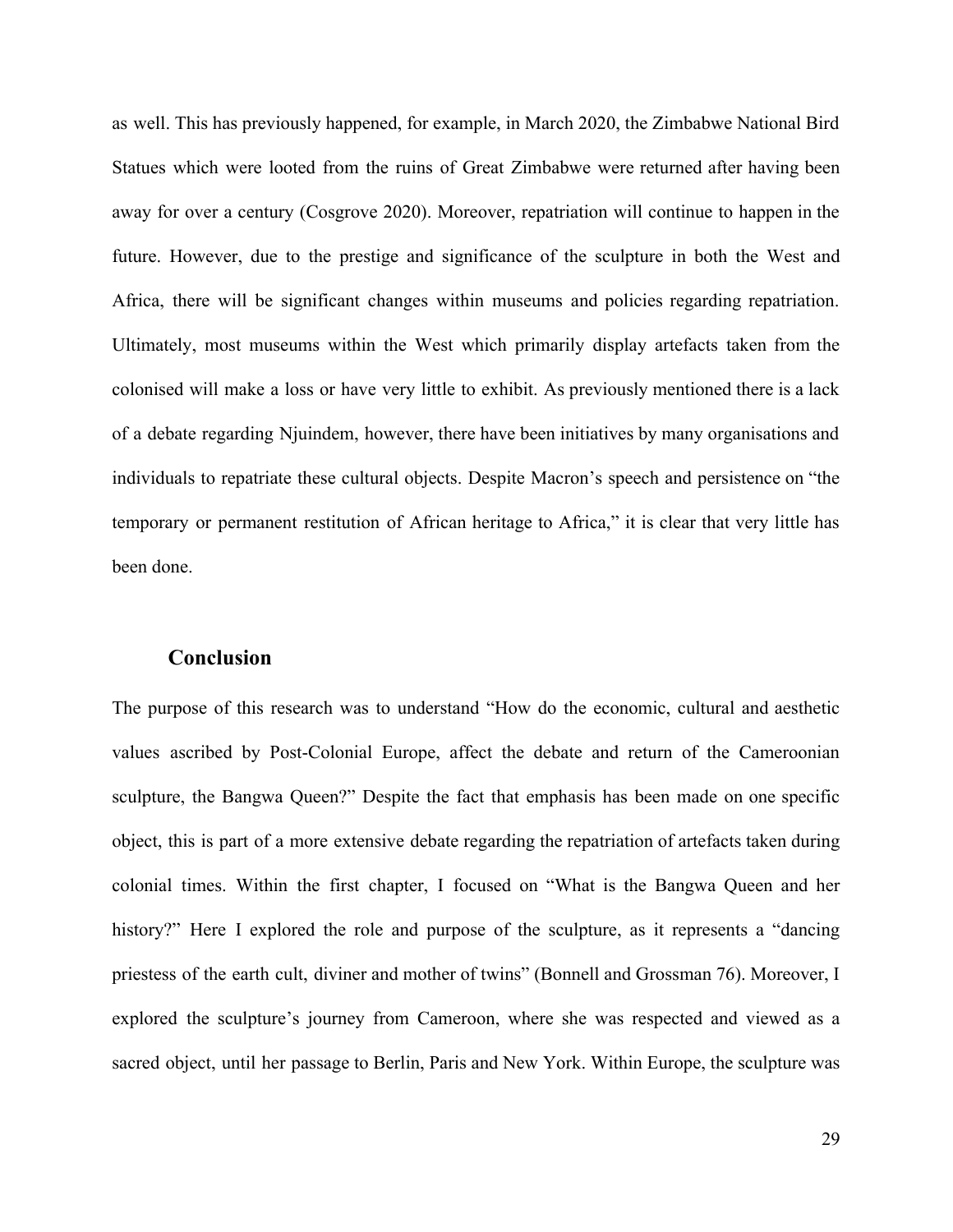as well. This has previously happened, for example, in March 2020, the Zimbabwe National Bird Statues which were looted from the ruins of Great Zimbabwe were returned after having been away for over a century (Cosgrove 2020). Moreover, repatriation will continue to happen in the future. However, due to the prestige and significance of the sculpture in both the West and Africa, there will be significant changes within museums and policies regarding repatriation. Ultimately, most museums within the West which primarily display artefacts taken from the colonised will make a loss or have very little to exhibit. As previously mentioned there is a lack of a debate regarding Njuindem, however, there have been initiatives by many organisations and individuals to repatriate these cultural objects. Despite Macron's speech and persistence on "the temporary or permanent restitution of African heritage to Africa," it is clear that very little has been done.

## Conclusion

The purpose of this research was to understand "How do the economic, cultural and aesthetic values ascribed by Post-Colonial Europe, affect the debate and return of the Cameroonian sculpture, the Bangwa Queen?" Despite the fact that emphasis has been made on one specific object, this is part of a more extensive debate regarding the repatriation of artefacts taken during colonial times. Within the first chapter, I focused on "What is the Bangwa Queen and her history?" Here I explored the role and purpose of the sculpture, as it represents a "dancing priestess of the earth cult, diviner and mother of twins" (Bonnell and Grossman 76). Moreover, I explored the sculpture's journey from Cameroon, where she was respected and viewed as a sacred object, until her passage to Berlin, Paris and New York. Within Europe, the sculpture was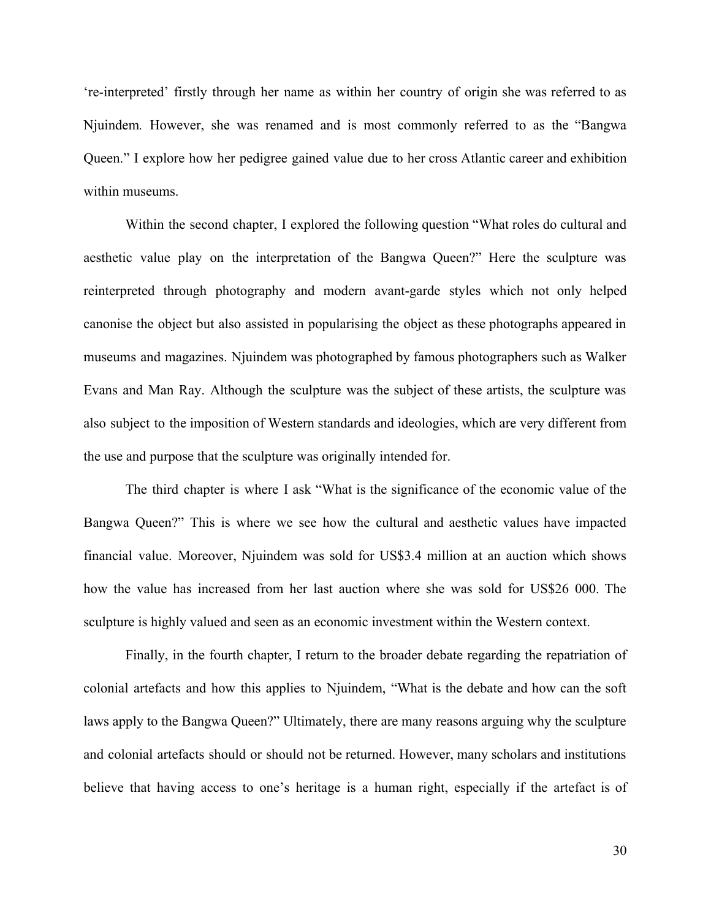‘re-interpreted’ firstly through her name as within her country of origin she was referred to as Njuindem*.* However, she was renamed and is most commonly referred to as the “Bangwa Queen.” I explore how her pedigree gained value due to her cross Atlantic career and exhibition within museums.

Within the second chapter, I explored the following question “What roles do cultural and aesthetic value play on the interpretation of the Bangwa Queen?” Here the sculpture was reinterpreted through photography and modern avant-garde styles which not only helped canonise the object but also assisted in popularising the object as these photographs appeared in museums and magazines. Njuindem was photographed by famous photographers such as Walker Evans and Man Ray. Although the sculpture was the subject of these artists, the sculpture was also subject to the imposition of Western standards and ideologies, which are very different from the use and purpose that the sculpture was originally intended for.

The third chapter is where I ask “What is the significance of the economic value of the Bangwa Queen?” This is where we see how the cultural and aesthetic values have impacted financial value. Moreover, Njuindem was sold for US$3.4 million at an auction which shows how the value has increased from her last auction where she was sold for US$26 000. The sculpture is highly valued and seen as an economic investment within the Western context.

Finally, in the fourth chapter, I return to the broader debate regarding the repatriation of colonial artefacts and how this applies to Njuindem, “What is the debate and how can the soft laws apply to the Bangwa Queen?” Ultimately, there are many reasons arguing why the sculpture and colonial artefacts should or should not be returned. However, many scholars and institutions believe that having access to one’s heritage is a human right, especially if the artefact is of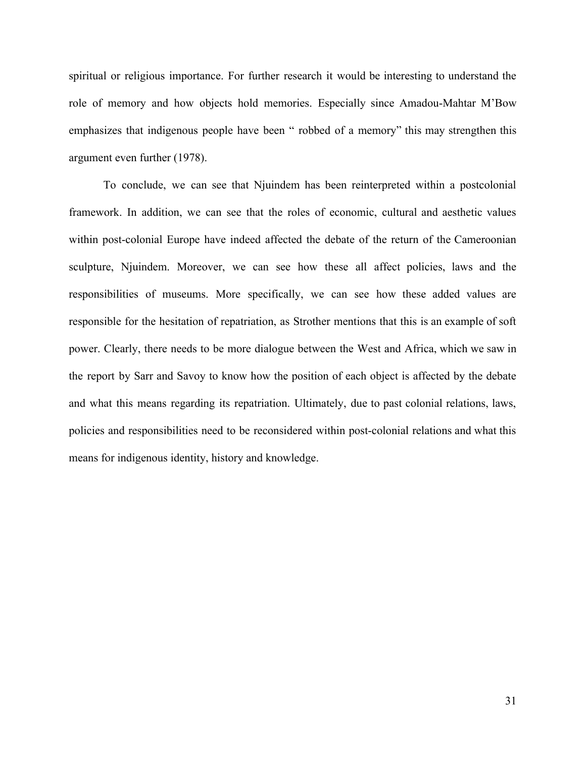spiritual or religious importance. For further research it would be interesting to understand the role of memory and how objects hold memories. Especially since Amadou-Mahtar M'Bow emphasizes that indigenous people have been " robbed of a memory" this may strengthen this argument even further (1978).

To conclude, we can see that Njuindem has been reinterpreted within a postcolonial framework. In addition, we can see that the roles of economic, cultural and aesthetic values within post-colonial Europe have indeed affected the debate of the return of the Cameroonian sculpture, Njuindem. Moreover, we can see how these all affect policies, laws and the responsibilities of museums. More specifically, we can see how these added values are responsible for the hesitation of repatriation, as Strother mentions that this is an example of soft power. Clearly, there needs to be more dialogue between the West and Africa, which we saw in the report by Sarr and Savoy to know how the position of each object is affected by the debate and what this means regarding its repatriation. Ultimately, due to past colonial relations, laws, policies and responsibilities need to be reconsidered within post-colonial relations and what this means for indigenous identity, history and knowledge.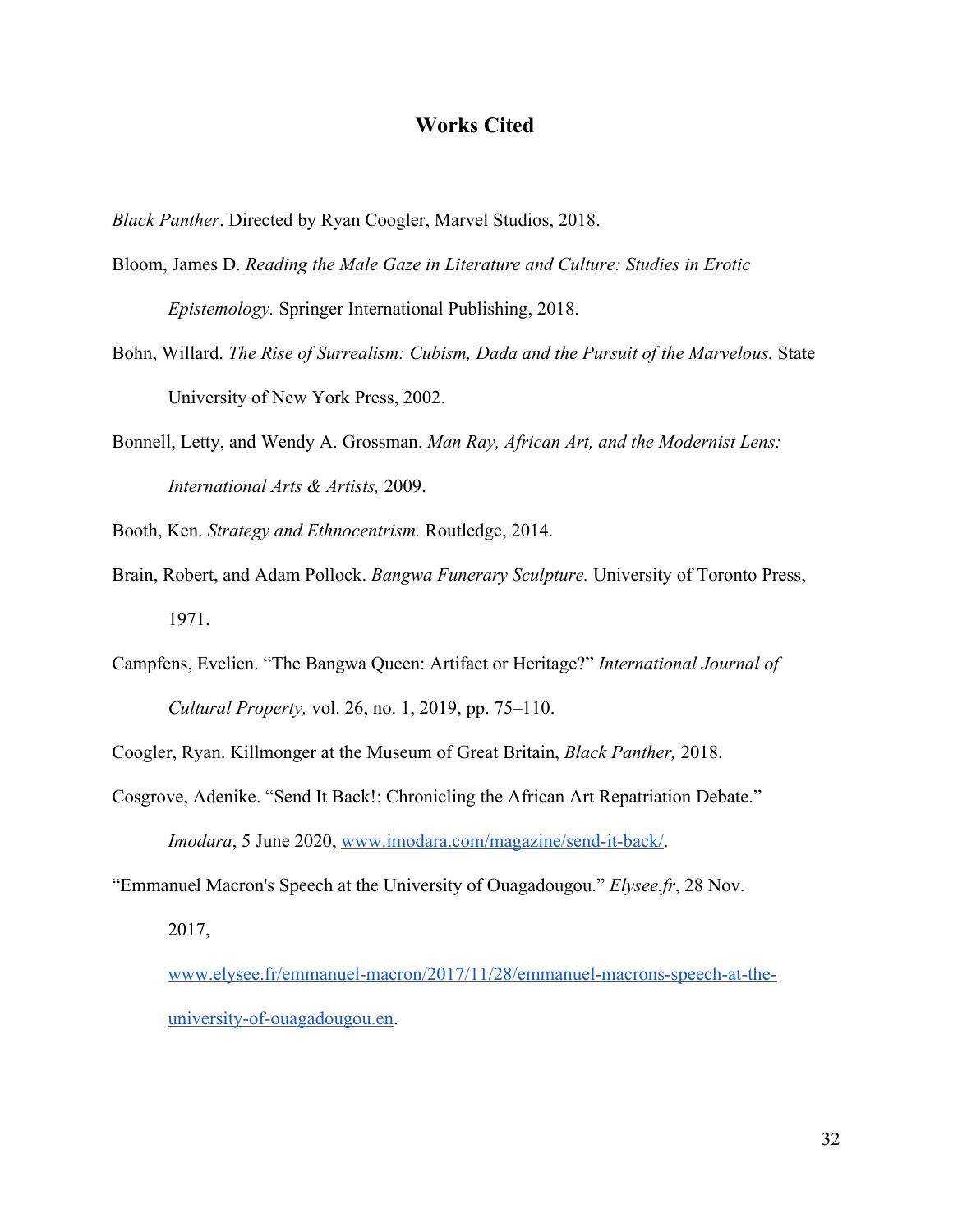# Works Cited

*Black Panther*. Directed by Ryan Coogler, Marvel Studios, 2018.

Bloom, James D. *Reading the Male Gaze in Literature and Culture: Studies in Erotic Epistemology.* Springer International Publishing, 2018.

Bohn, Willard. *The Rise of Surrealism: Cubism, Dada and the Pursuit of the Marvelous.* State University of New York Press, 2002.

Bonnell, Letty, and Wendy A. Grossman. *Man Ray, African Art, and the Modernist Lens: International Arts & Artists,* 2009.

Booth, Ken. *Strategy and Ethnocentrism.* Routledge, 2014.

Brain, Robert, and Adam Pollock. *Bangwa Funerary Sculpture.* University of Toronto Press, 1971.

Campfens, Evelien. "The Bangwa Queen: Artifact or Heritage?" *International Journal of Cultural Property,* vol. 26, no. 1, 2019, pp. 75–110.

Coogler, Ryan. Killmonger at the Museum of Great Britain, *Black Panther,* 2018.

Cosgrove, Adenike. "Send It Back!: Chronicling the African Art Repatriation Debate." *Imodara*, 5 June 2020, www.imodara.com/magazine/send-it-back/.

"Emmanuel Macron's Speech at the University of Ouagadougou." *Elysee.fr*, 28 Nov. 2017, www.elysee.fr/emmanuel-macron/2017/11/28/emmanuel-macrons-speech-at-the-university-of-ouagadougou.en.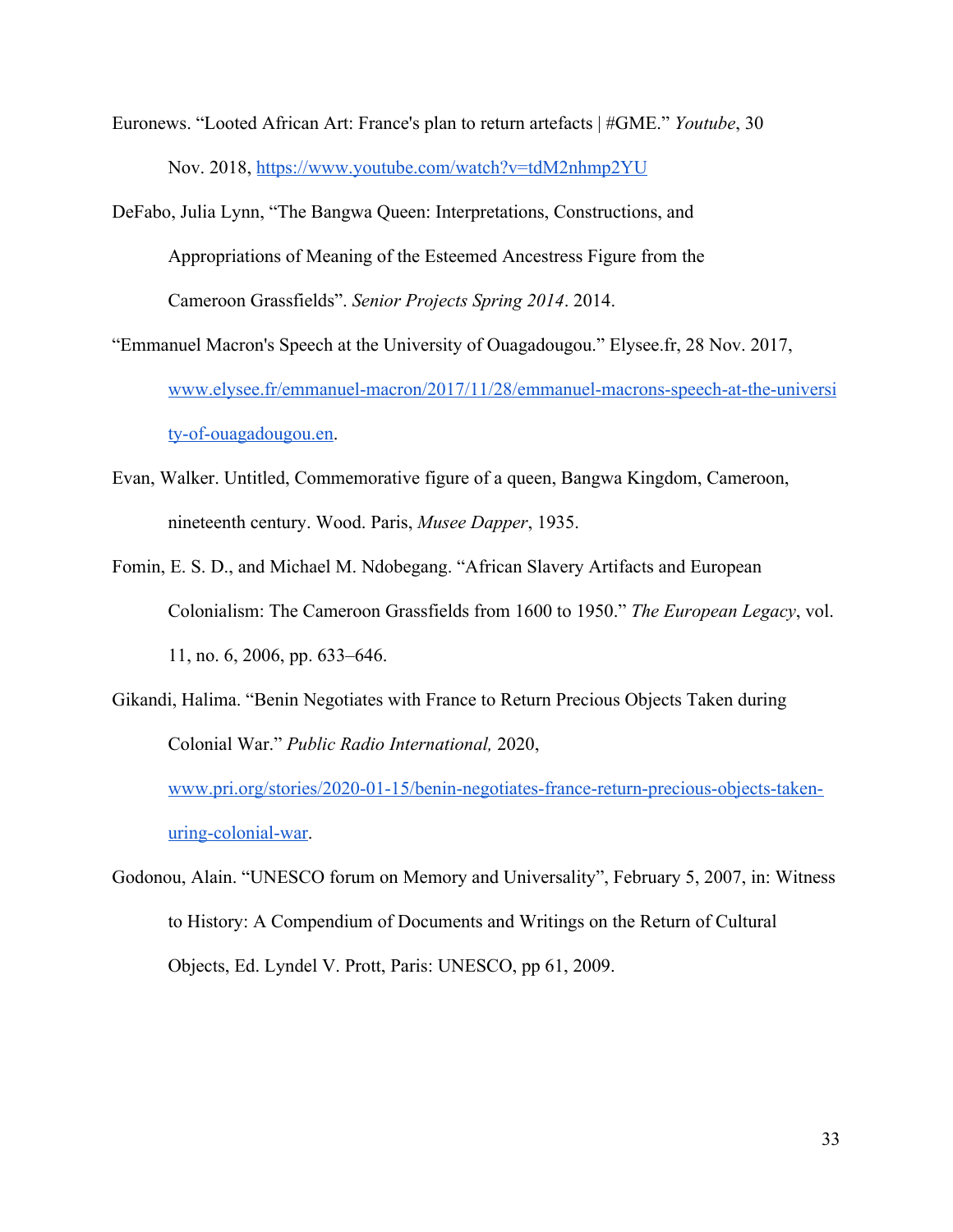Euronews. "Looted African Art: France's plan to return artefacts | #GME." *Youtube*, 30 Nov. 2018, https://www.youtube.com/watch?v=tdM2nhmp2YU

DeFabo, Julia Lynn, "The Bangwa Queen: Interpretations, Constructions, and Appropriations of Meaning of the Esteemed Ancestress Figure from the Cameroon Grassfields". *Senior Projects Spring 2014*. 2014.

"Emmanuel Macron's Speech at the University of Ouagadougou." Elysee.fr, 28 Nov. 2017, www.elysee.fr/emmanuel-macron/2017/11/28/emmanuel-macrons-speech-at-the-university-of-ouagadougou.en.

Evan, Walker. Untitled, Commemorative figure of a queen, Bangwa Kingdom, Cameroon, nineteenth century. Wood. Paris, *Musee Dapper*, 1935.

Fomin, E. S. D., and Michael M. Ndobegang. "African Slavery Artifacts and European Colonialism: The Cameroon Grassfields from 1600 to 1950." *The European Legacy*, vol. 11, no. 6, 2006, pp. 633–646.

Gikandi, Halima. "Benin Negotiates with France to Return Precious Objects Taken during Colonial War." *Public Radio International,* 2020, www.pri.org/stories/2020-01-15/benin-negotiates-france-return-precious-objects-taken-uring-colonial-war.

Godonou, Alain. "UNESCO forum on Memory and Universality", February 5, 2007, in: Witness to History: A Compendium of Documents and Writings on the Return of Cultural Objects, Ed. Lyndel V. Prott, Paris: UNESCO, pp 61, 2009.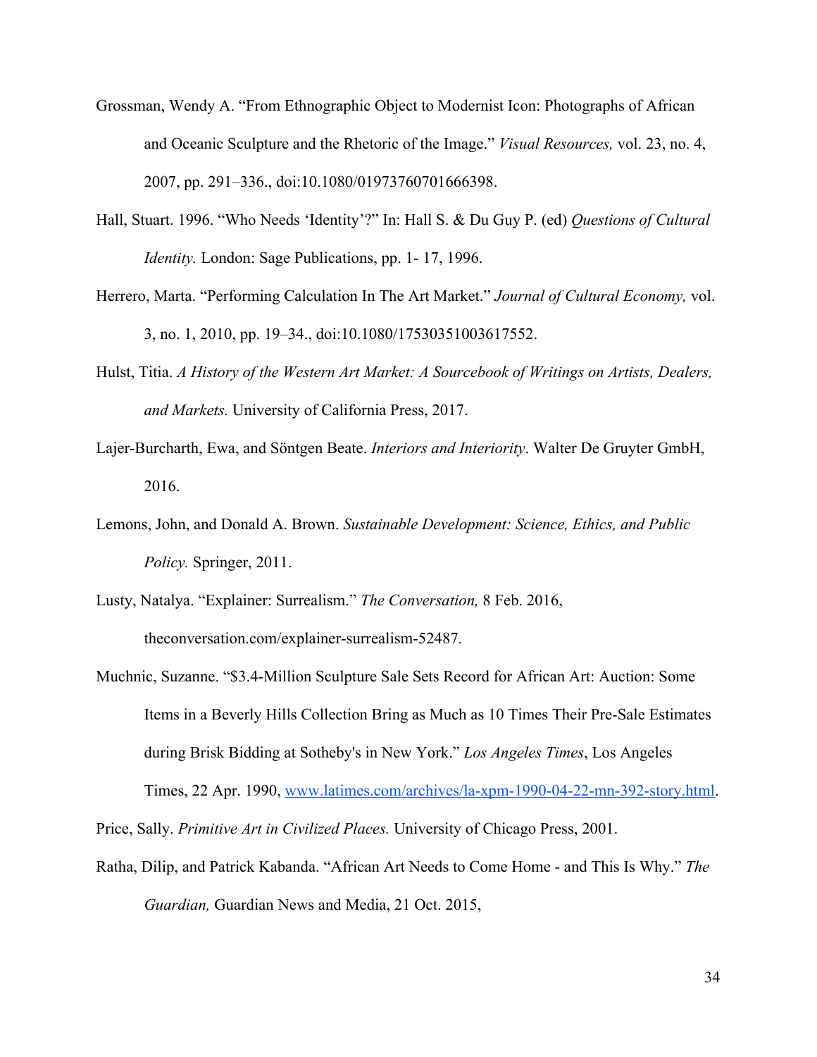Grossman, Wendy A. "From Ethnographic Object to Modernist Icon: Photographs of African and Oceanic Sculpture and the Rhetoric of the Image." *Visual Resources,* vol. 23, no. 4, 2007, pp. 291–336., doi:10.1080/01973760701666398.

Hall, Stuart. 1996. "Who Needs 'Identity'?" In: Hall S. & Du Guy P. (ed) *Questions of Cultural Identity.* London: Sage Publications, pp. 1- 17, 1996.

Herrero, Marta. "Performing Calculation In The Art Market." *Journal of Cultural Economy,* vol. 3, no. 1, 2010, pp. 19–34., doi:10.1080/17530351003617552.

Hulst, Titia. *A History of the Western Art Market: A Sourcebook of Writings on Artists, Dealers, and Markets.* University of California Press, 2017.

Lajer-Burcharth, Ewa, and Söntgen Beate. *Interiors and Interiority*. Walter De Gruyter GmbH, 2016.

Lemons, John, and Donald A. Brown. *Sustainable Development: Science, Ethics, and Public Policy.* Springer, 2011.

Lusty, Natalya. "Explainer: Surrealism." *The Conversation,* 8 Feb. 2016, theconversation.com/explainer-surrealism-52487.

Muchnic, Suzanne. "$3.4-Million Sculpture Sale Sets Record for African Art: Auction: Some Items in a Beverly Hills Collection Bring as Much as 10 Times Their Pre-Sale Estimates during Brisk Bidding at Sotheby's in New York." *Los Angeles Times*, Los Angeles Times, 22 Apr. 1990, [www.latimes.com/archives/la-xpm-1990-04-22-mn-392-story.html](www.latimes.com/archives/la-xpm-1990-04-22-mn-392-story.html).

Price, Sally. *Primitive Art in Civilized Places.* University of Chicago Press, 2001.

Ratha, Dilip, and Patrick Kabanda. "African Art Needs to Come Home - and This Is Why." *The Guardian,* Guardian News and Media, 21 Oct. 2015,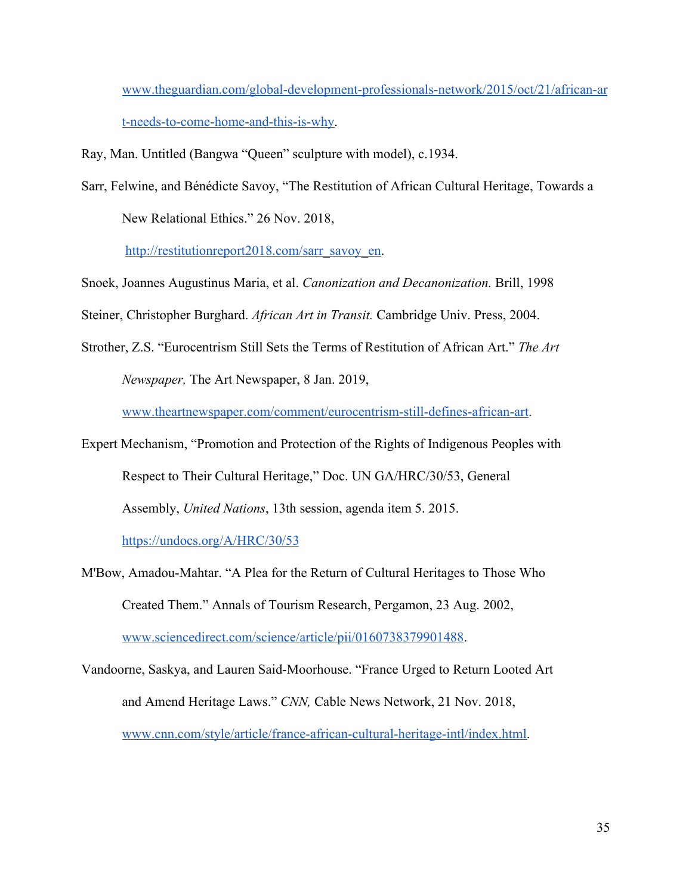www.theguardian.com/global-development-professionals-network/2015/oct/21/african-art-needs-to-come-home-and-this-is-why.

Ray, Man. Untitled (Bangwa "Queen" sculpture with model), c.1934.

Sarr, Felwine, and Bénédicte Savoy, "The Restitution of African Cultural Heritage, Towards a New Relational Ethics." 26 Nov. 2018, http://restitutionreport2018.com/sarr_savoy_en.

Snoek, Joannes Augustinus Maria, et al. *Canonization and Decanonization.* Brill, 1998

Steiner, Christopher Burghard. *African Art in Transit.* Cambridge Univ. Press, 2004.

Strother, Z.S. "Eurocentrism Still Sets the Terms of Restitution of African Art." *The Art Newspaper,* The Art Newspaper, 8 Jan. 2019, www.theartnewspaper.com/comment/eurocentrism-still-defines-african-art.

Expert Mechanism, "Promotion and Protection of the Rights of Indigenous Peoples with Respect to Their Cultural Heritage," Doc. UN GA/HRC/30/53, General Assembly, *United Nations*, 13th session, agenda item 5. 2015. https://undocs.org/A/HRC/30/53

M'Bow, Amadou-Mahtar. "A Plea for the Return of Cultural Heritages to Those Who Created Them." Annals of Tourism Research, Pergamon, 23 Aug. 2002, www.sciencedirect.com/science/article/pii/0160738379901488.

Vandoorne, Saskya, and Lauren Said-Moorhouse. "France Urged to Return Looted Art and Amend Heritage Laws." *CNN,* Cable News Network, 21 Nov. 2018, www.cnn.com/style/article/france-african-cultural-heritage-intl/index.html.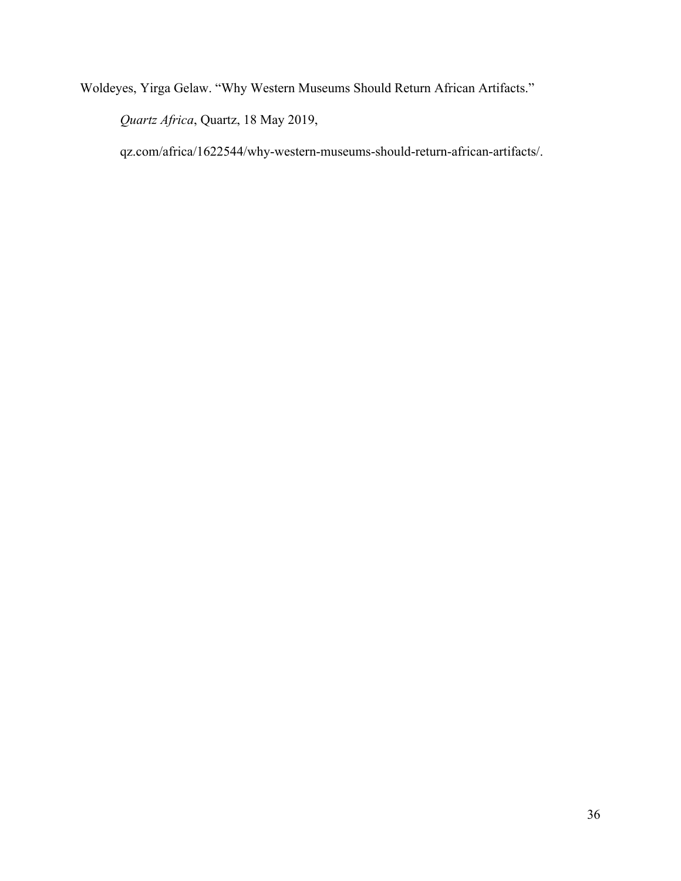Woldeyes, Yirga Gelaw. "Why Western Museums Should Return African Artifacts." *Quartz Africa*, Quartz, 18 May 2019, qz.com/africa/1622544/why-western-museums-should-return-african-artifacts/.